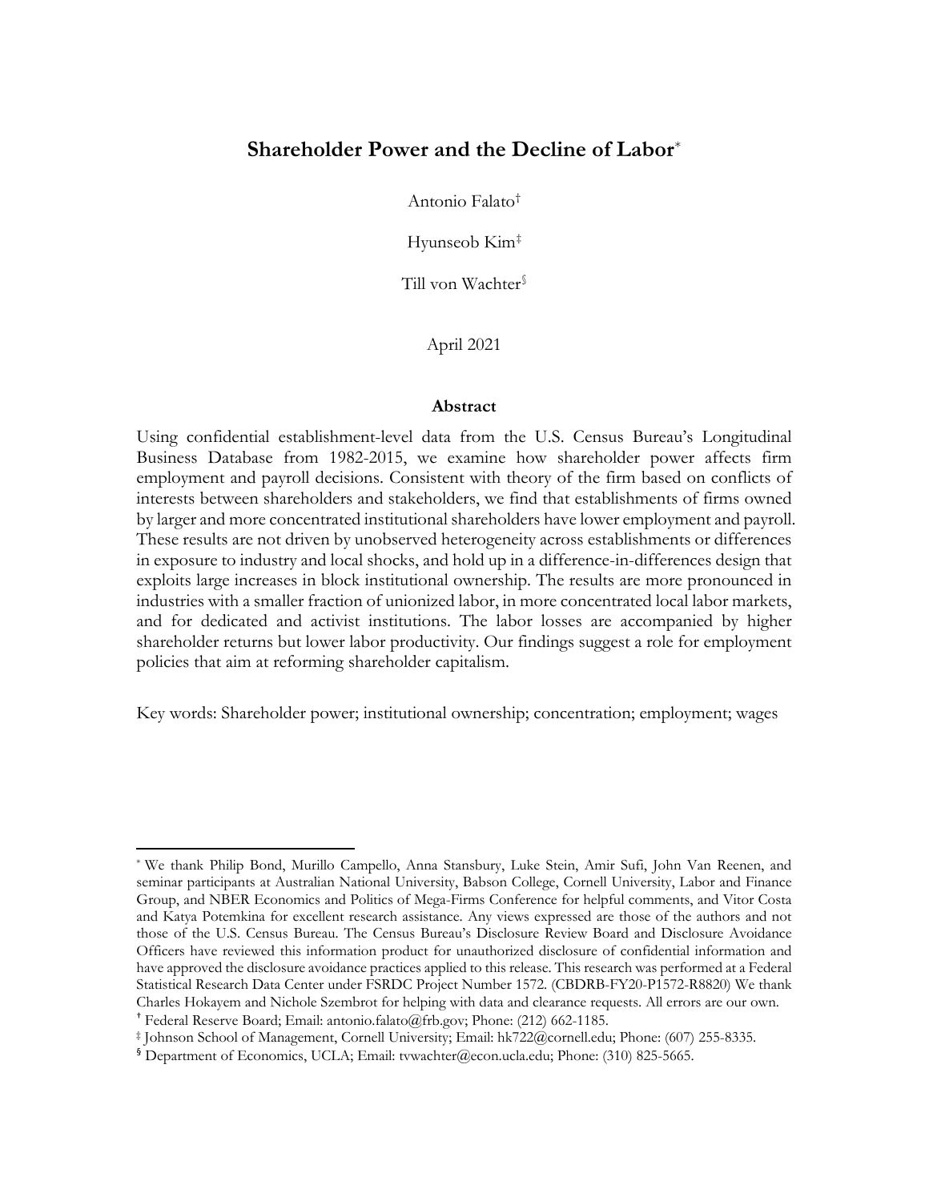# Shareholder Power and the Decline of Labor[*]

Antonio Falato[†]

Hyunseob Kim[‡]

Till von Wachter[§]

April 2021

## Abstract

Using confidential establishment-level data from the U.S. Census Bureau's Longitudinal Business Database from 1982-2015, we examine how shareholder power affects firm employment and payroll decisions. Consistent with theory of the firm based on conflicts of interests between shareholders and stakeholders, we find that establishments of firms owned by larger and more concentrated institutional shareholders have lower employment and payroll. These results are not driven by unobserved heterogeneity across establishments or differences in exposure to industry and local shocks, and hold up in a difference-in-differences design that exploits large increases in block institutional ownership. The results are more pronounced in industries with a smaller fraction of unionized labor, in more concentrated local labor markets, and for dedicated and activist institutions. The labor losses are accompanied by higher shareholder returns but lower labor productivity. Our findings suggest a role for employment policies that aim at reforming shareholder capitalism.

Key words: Shareholder power; institutional ownership; concentration; employment; wages

---

[*] We thank Philip Bond, Murillo Campello, Anna Stansbury, Luke Stein, Amir Sufi, John Van Reenen, and seminar participants at Australian National University, Babson College, Cornell University, Labor and Finance Group, and NBER Economics and Politics of Mega-Firms Conference for helpful comments, and Vitor Costa and Katya Potemkina for excellent research assistance. Any views expressed are those of the authors and not those of the U.S. Census Bureau. The Census Bureau's Disclosure Review Board and Disclosure Avoidance Officers have reviewed this information product for unauthorized disclosure of confidential information and have approved the disclosure avoidance practices applied to this release. This research was performed at a Federal Statistical Research Data Center under FSRDC Project Number 1572. (CBDRB-FY20-P1572-R8820) We thank Charles Hokayem and Nichole Szembrot for helping with data and clearance requests. All errors are our own.

[†] Federal Reserve Board; Email: antonio.falato@frb.gov; Phone: (212) 662-1185.

[‡] Johnson School of Management, Cornell University; Email: hk722@cornell.edu; Phone: (607) 255-8335.

[§] Department of Economics, UCLA; Email: tvwachter@econ.ucla.edu; Phone: (310) 825-5665.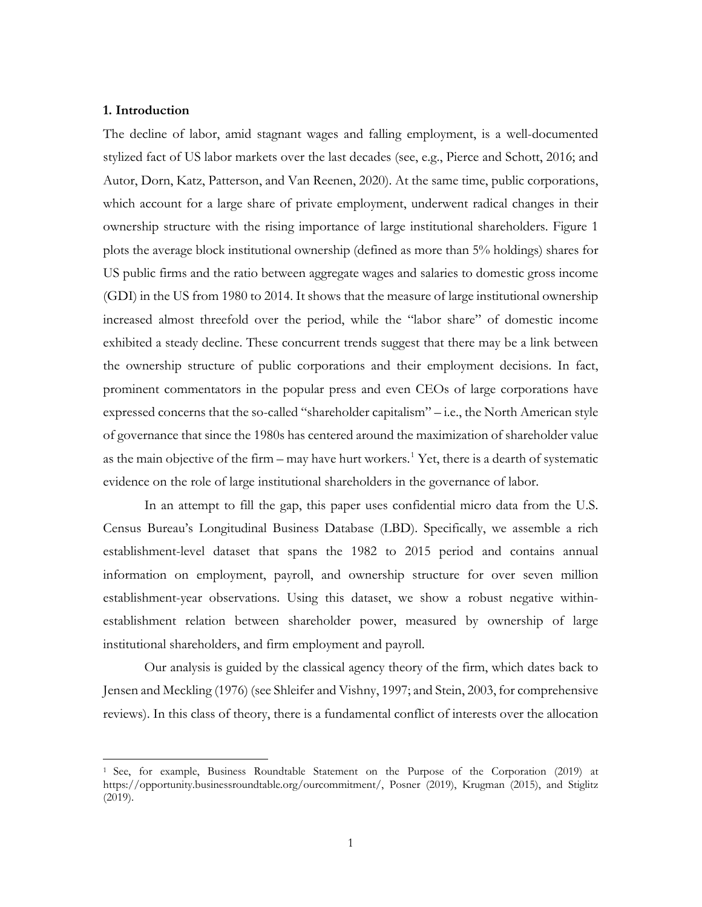## 1. Introduction

The decline of labor, amid stagnant wages and falling employment, is a well-documented stylized fact of US labor markets over the last decades (see, e.g., Pierce and Schott, 2016; and Autor, Dorn, Katz, Patterson, and Van Reenen, 2020). At the same time, public corporations, which account for a large share of private employment, underwent radical changes in their ownership structure with the rising importance of large institutional shareholders. Figure 1 plots the average block institutional ownership (defined as more than 5% holdings) shares for US public firms and the ratio between aggregate wages and salaries to domestic gross income (GDI) in the US from 1980 to 2014. It shows that the measure of large institutional ownership increased almost threefold over the period, while the "labor share" of domestic income exhibited a steady decline. These concurrent trends suggest that there may be a link between the ownership structure of public corporations and their employment decisions. In fact, prominent commentators in the popular press and even CEOs of large corporations have expressed concerns that the so-called "shareholder capitalism" – i.e., the North American style of governance that since the 1980s has centered around the maximization of shareholder value as the main objective of the firm – may have hurt workers.[1] Yet, there is a dearth of systematic evidence on the role of large institutional shareholders in the governance of labor.

In an attempt to fill the gap, this paper uses confidential micro data from the U.S. Census Bureau's Longitudinal Business Database (LBD). Specifically, we assemble a rich establishment-level dataset that spans the 1982 to 2015 period and contains annual information on employment, payroll, and ownership structure for over seven million establishment-year observations. Using this dataset, we show a robust negative within-establishment relation between shareholder power, measured by ownership of large institutional shareholders, and firm employment and payroll.

Our analysis is guided by the classical agency theory of the firm, which dates back to Jensen and Meckling (1976) (see Shleifer and Vishny, 1997; and Stein, 2003, for comprehensive reviews). In this class of theory, there is a fundamental conflict of interests over the allocation

[1] See, for example, Business Roundtable Statement on the Purpose of the Corporation (2019) at https://opportunity.businessroundtable.org/ourcommitment/, Posner (2019), Krugman (2015), and Stiglitz (2019).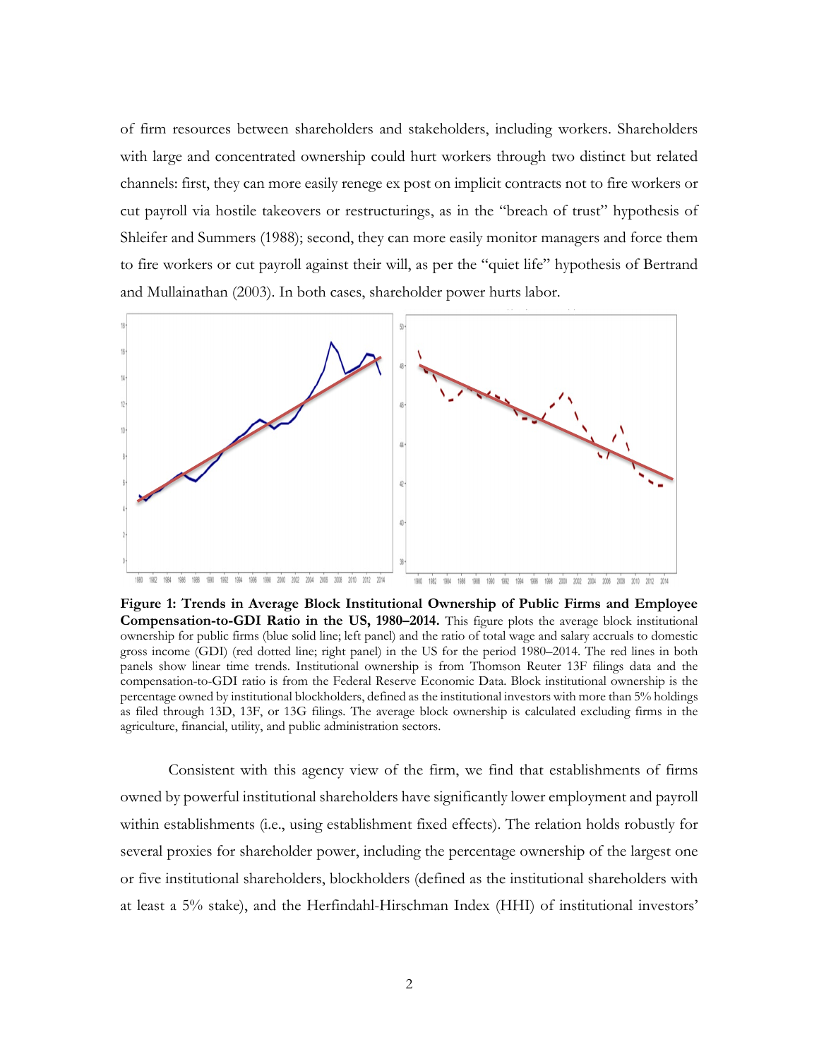of firm resources between shareholders and stakeholders, including workers. Shareholders with large and concentrated ownership could hurt workers through two distinct but related channels: first, they can more easily renege ex post on implicit contracts not to fire workers or cut payroll via hostile takeovers or restructurings, as in the "breach of trust" hypothesis of Shleifer and Summers (1988); second, they can more easily monitor managers and force them to fire workers or cut payroll against their will, as per the "quiet life" hypothesis of Bertrand and Mullainathan (2003). In both cases, shareholder power hurts labor.

**Figure 1: Trends in Average Block Institutional Ownership of Public Firms and Employee Compensation-to-GDI Ratio in the US, 1980–2014.** This figure plots the average block institutional ownership for public firms (blue solid line; left panel) and the ratio of total wage and salary accruals to domestic gross income (GDI) (red dotted line; right panel) in the US for the period 1980–2014. The red lines in both panels show linear time trends. Institutional ownership is from Thomson Reuter 13F filings data and the compensation-to-GDI ratio is from the Federal Reserve Economic Data. Block institutional ownership is the percentage owned by institutional blockholders, defined as the institutional investors with more than 5% holdings as filed through 13D, 13F, or 13G filings. The average block ownership is calculated excluding firms in the agriculture, financial, utility, and public administration sectors.

Consistent with this agency view of the firm, we find that establishments of firms owned by powerful institutional shareholders have significantly lower employment and payroll within establishments (i.e., using establishment fixed effects). The relation holds robustly for several proxies for shareholder power, including the percentage ownership of the largest one or five institutional shareholders, blockholders (defined as the institutional shareholders with at least a 5% stake), and the Herfindahl-Hirschman Index (HHI) of institutional investors'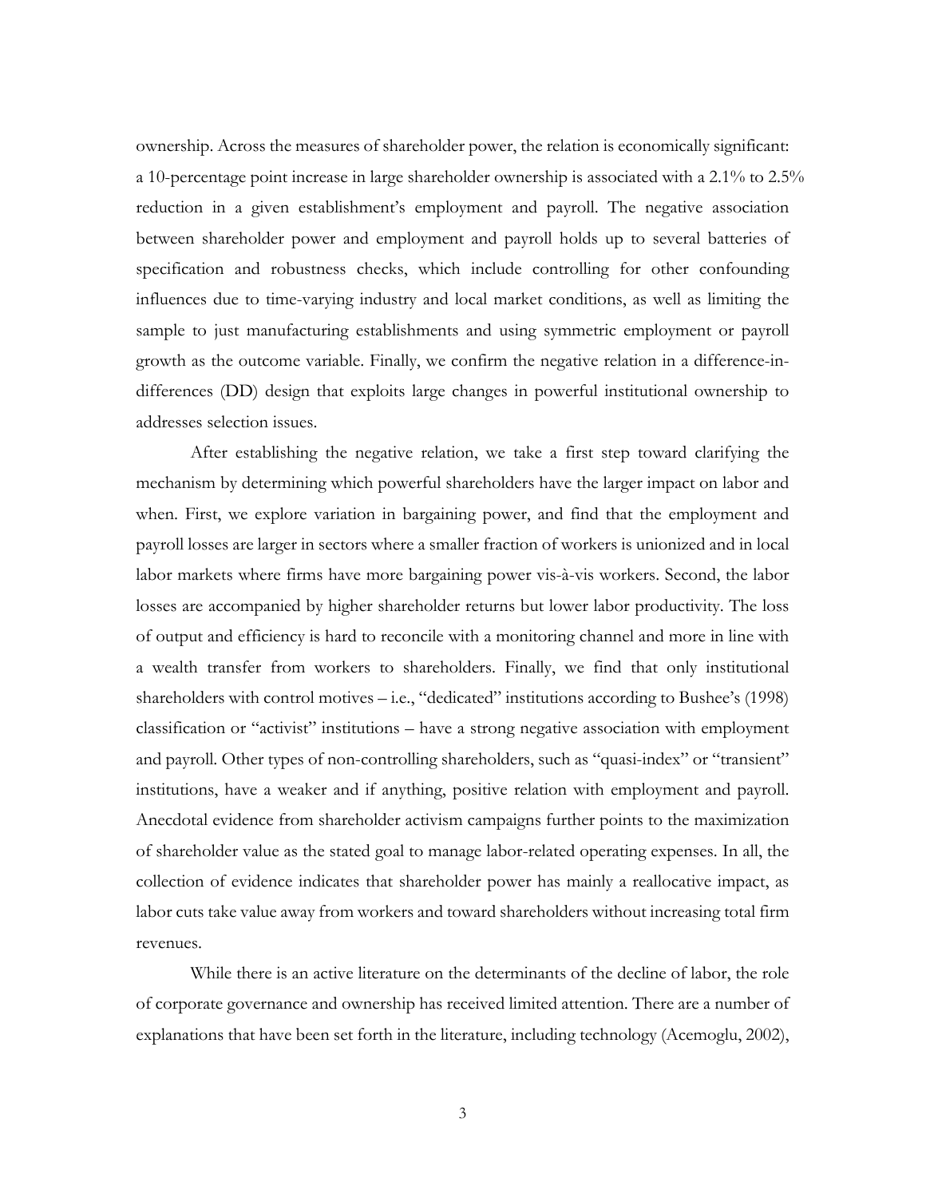ownership. Across the measures of shareholder power, the relation is economically significant: a 10-percentage point increase in large shareholder ownership is associated with a 2.1% to 2.5% reduction in a given establishment's employment and payroll. The negative association between shareholder power and employment and payroll holds up to several batteries of specification and robustness checks, which include controlling for other confounding influences due to time-varying industry and local market conditions, as well as limiting the sample to just manufacturing establishments and using symmetric employment or payroll growth as the outcome variable. Finally, we confirm the negative relation in a difference-in-differences (DD) design that exploits large changes in powerful institutional ownership to addresses selection issues.

After establishing the negative relation, we take a first step toward clarifying the mechanism by determining which powerful shareholders have the larger impact on labor and when. First, we explore variation in bargaining power, and find that the employment and payroll losses are larger in sectors where a smaller fraction of workers is unionized and in local labor markets where firms have more bargaining power vis-à-vis workers. Second, the labor losses are accompanied by higher shareholder returns but lower labor productivity. The loss of output and efficiency is hard to reconcile with a monitoring channel and more in line with a wealth transfer from workers to shareholders. Finally, we find that only institutional shareholders with control motives – i.e., "dedicated" institutions according to Bushee's (1998) classification or "activist" institutions – have a strong negative association with employment and payroll. Other types of non-controlling shareholders, such as "quasi-index" or "transient" institutions, have a weaker and if anything, positive relation with employment and payroll. Anecdotal evidence from shareholder activism campaigns further points to the maximization of shareholder value as the stated goal to manage labor-related operating expenses. In all, the collection of evidence indicates that shareholder power has mainly a reallocative impact, as labor cuts take value away from workers and toward shareholders without increasing total firm revenues.

While there is an active literature on the determinants of the decline of labor, the role of corporate governance and ownership has received limited attention. There are a number of explanations that have been set forth in the literature, including technology (Acemoglu, 2002),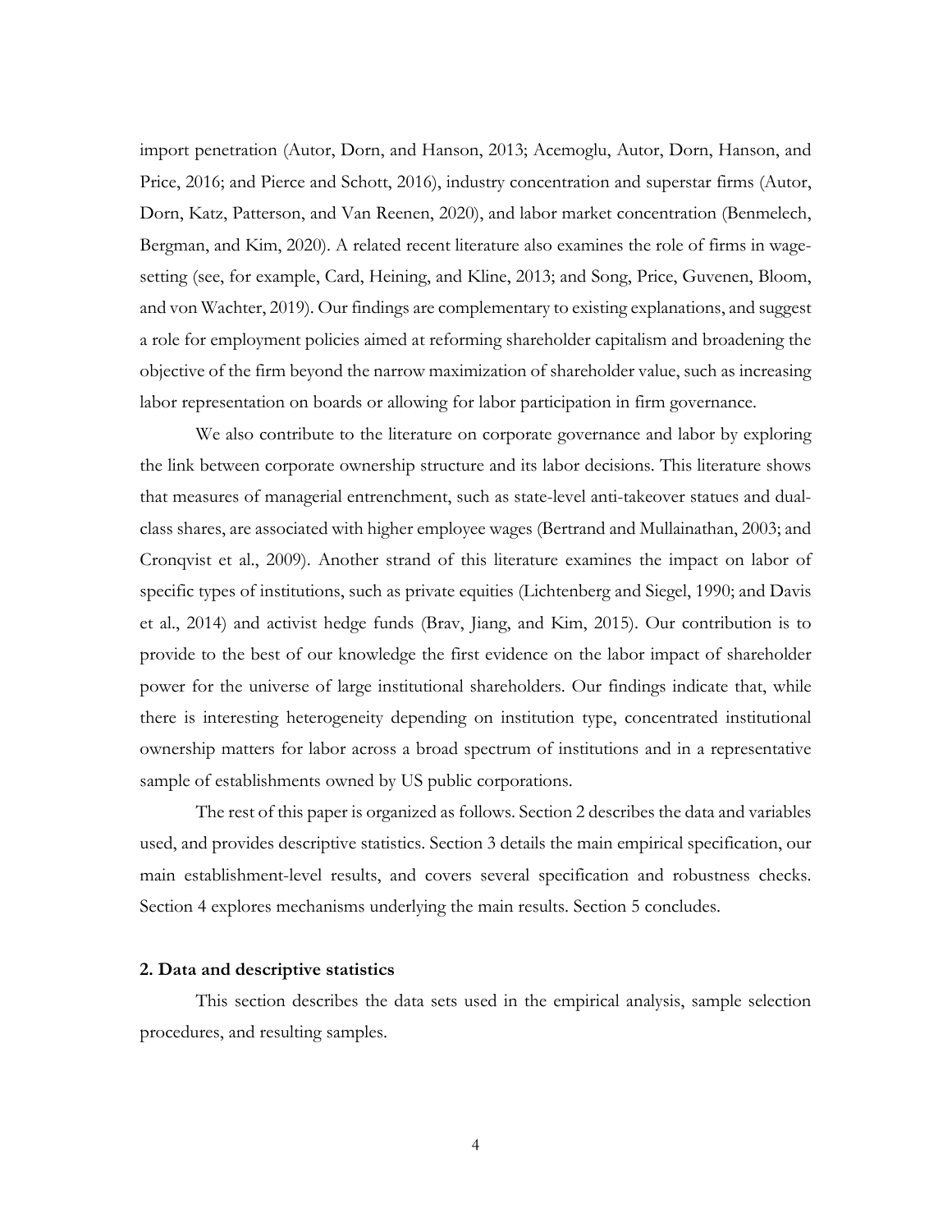import penetration (Autor, Dorn, and Hanson, 2013; Acemoglu, Autor, Dorn, Hanson, and Price, 2016; and Pierce and Schott, 2016), industry concentration and superstar firms (Autor, Dorn, Katz, Patterson, and Van Reenen, 2020), and labor market concentration (Benmelech, Bergman, and Kim, 2020). A related recent literature also examines the role of firms in wage-setting (see, for example, Card, Heining, and Kline, 2013; and Song, Price, Guvenen, Bloom, and von Wachter, 2019). Our findings are complementary to existing explanations, and suggest a role for employment policies aimed at reforming shareholder capitalism and broadening the objective of the firm beyond the narrow maximization of shareholder value, such as increasing labor representation on boards or allowing for labor participation in firm governance.

We also contribute to the literature on corporate governance and labor by exploring the link between corporate ownership structure and its labor decisions. This literature shows that measures of managerial entrenchment, such as state-level anti-takeover statues and dual-class shares, are associated with higher employee wages (Bertrand and Mullainathan, 2003; and Cronqvist et al., 2009). Another strand of this literature examines the impact on labor of specific types of institutions, such as private equities (Lichtenberg and Siegel, 1990; and Davis et al., 2014) and activist hedge funds (Brav, Jiang, and Kim, 2015). Our contribution is to provide to the best of our knowledge the first evidence on the labor impact of shareholder power for the universe of large institutional shareholders. Our findings indicate that, while there is interesting heterogeneity depending on institution type, concentrated institutional ownership matters for labor across a broad spectrum of institutions and in a representative sample of establishments owned by US public corporations.

The rest of this paper is organized as follows. Section 2 describes the data and variables used, and provides descriptive statistics. Section 3 details the main empirical specification, our main establishment-level results, and covers several specification and robustness checks. Section 4 explores mechanisms underlying the main results. Section 5 concludes.

## 2. Data and descriptive statistics

This section describes the data sets used in the empirical analysis, sample selection procedures, and resulting samples.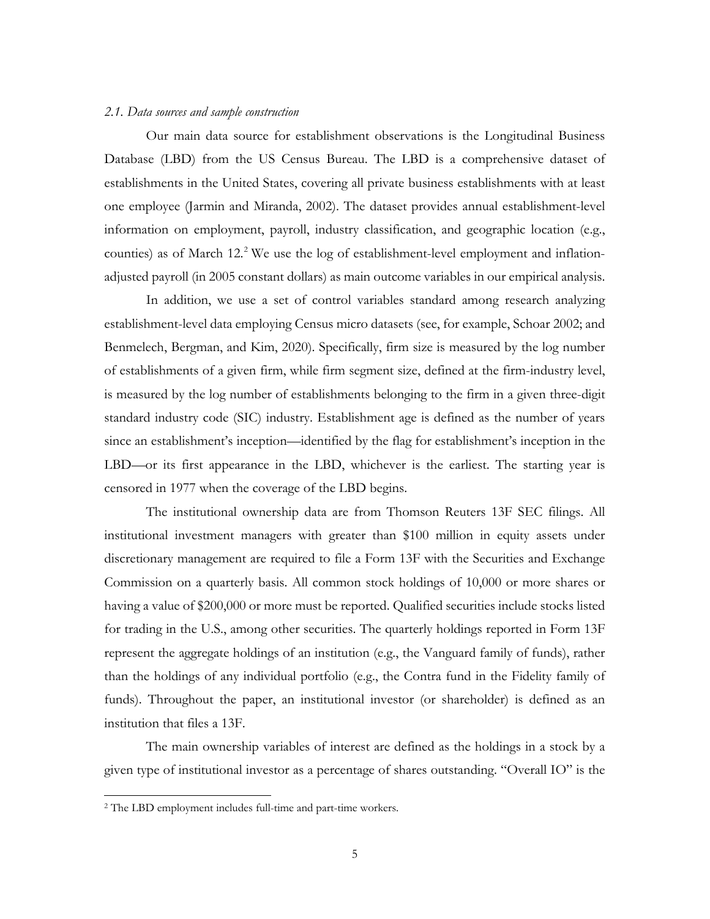### *2.1. Data sources and sample construction*

Our main data source for establishment observations is the Longitudinal Business Database (LBD) from the US Census Bureau. The LBD is a comprehensive dataset of establishments in the United States, covering all private business establishments with at least one employee (Jarmin and Miranda, 2002). The dataset provides annual establishment-level information on employment, payroll, industry classification, and geographic location (e.g., counties) as of March 12.[2] We use the log of establishment-level employment and inflation-adjusted payroll (in 2005 constant dollars) as main outcome variables in our empirical analysis.

In addition, we use a set of control variables standard among research analyzing establishment-level data employing Census micro datasets (see, for example, Schoar 2002; and Benmelech, Bergman, and Kim, 2020). Specifically, firm size is measured by the log number of establishments of a given firm, while firm segment size, defined at the firm-industry level, is measured by the log number of establishments belonging to the firm in a given three-digit standard industry code (SIC) industry. Establishment age is defined as the number of years since an establishment's inception—identified by the flag for establishment's inception in the LBD—or its first appearance in the LBD, whichever is the earliest. The starting year is censored in 1977 when the coverage of the LBD begins.

The institutional ownership data are from Thomson Reuters 13F SEC filings. All institutional investment managers with greater than $100 million in equity assets under discretionary management are required to file a Form 13F with the Securities and Exchange Commission on a quarterly basis. All common stock holdings of 10,000 or more shares or having a value of $200,000 or more must be reported. Qualified securities include stocks listed for trading in the U.S., among other securities. The quarterly holdings reported in Form 13F represent the aggregate holdings of an institution (e.g., the Vanguard family of funds), rather than the holdings of any individual portfolio (e.g., the Contra fund in the Fidelity family of funds). Throughout the paper, an institutional investor (or shareholder) is defined as an institution that files a 13F.

The main ownership variables of interest are defined as the holdings in a stock by a given type of institutional investor as a percentage of shares outstanding. "Overall IO" is the

---

[2] The LBD employment includes full-time and part-time workers.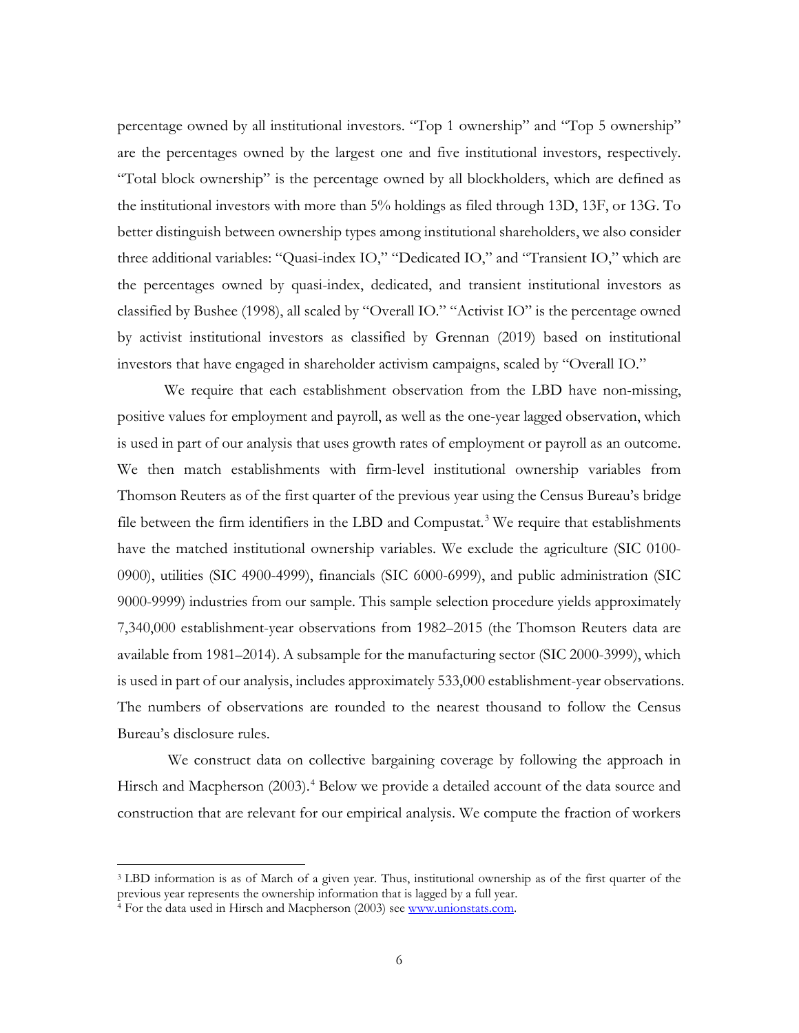percentage owned by all institutional investors. "Top 1 ownership" and "Top 5 ownership" are the percentages owned by the largest one and five institutional investors, respectively. "Total block ownership" is the percentage owned by all blockholders, which are defined as the institutional investors with more than 5% holdings as filed through 13D, 13F, or 13G. To better distinguish between ownership types among institutional shareholders, we also consider three additional variables: "Quasi-index IO," "Dedicated IO," and "Transient IO," which are the percentages owned by quasi-index, dedicated, and transient institutional investors as classified by Bushee (1998), all scaled by "Overall IO." "Activist IO" is the percentage owned by activist institutional investors as classified by Grennan (2019) based on institutional investors that have engaged in shareholder activism campaigns, scaled by "Overall IO."

We require that each establishment observation from the LBD have non-missing, positive values for employment and payroll, as well as the one-year lagged observation, which is used in part of our analysis that uses growth rates of employment or payroll as an outcome. We then match establishments with firm-level institutional ownership variables from Thomson Reuters as of the first quarter of the previous year using the Census Bureau's bridge file between the firm identifiers in the LBD and Compustat.[3] We require that establishments have the matched institutional ownership variables. We exclude the agriculture (SIC 0100-0900), utilities (SIC 4900-4999), financials (SIC 6000-6999), and public administration (SIC 9000-9999) industries from our sample. This sample selection procedure yields approximately 7,340,000 establishment-year observations from 1982–2015 (the Thomson Reuters data are available from 1981–2014). A subsample for the manufacturing sector (SIC 2000-3999), which is used in part of our analysis, includes approximately 533,000 establishment-year observations. The numbers of observations are rounded to the nearest thousand to follow the Census Bureau's disclosure rules.

We construct data on collective bargaining coverage by following the approach in Hirsch and Macpherson (2003).[4] Below we provide a detailed account of the data source and construction that are relevant for our empirical analysis. We compute the fraction of workers

---

[3] LBD information is as of March of a given year. Thus, institutional ownership as of the first quarter of the previous year represents the ownership information that is lagged by a full year.

[4] For the data used in Hirsch and Macpherson (2003) see www.unionstats.com.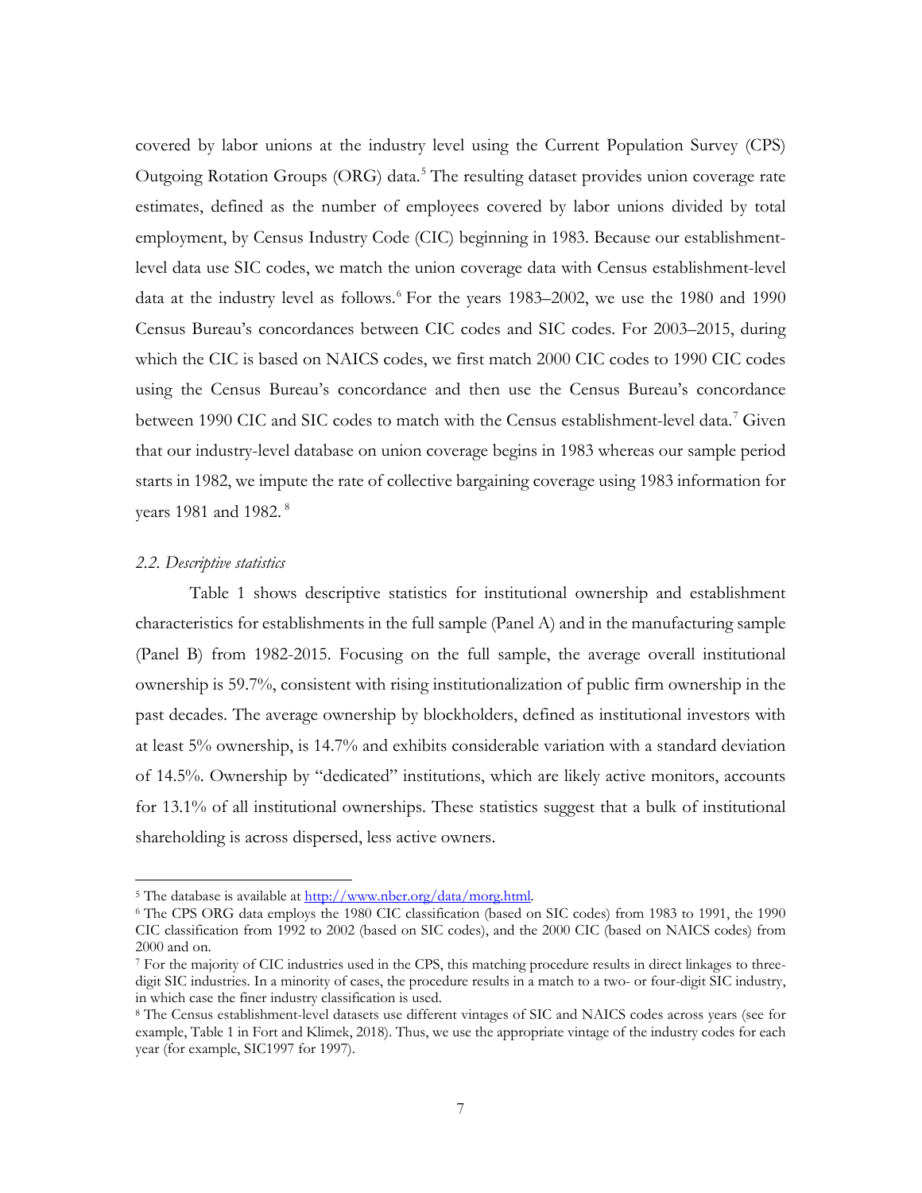covered by labor unions at the industry level using the Current Population Survey (CPS) Outgoing Rotation Groups (ORG) data.[5] The resulting dataset provides union coverage rate estimates, defined as the number of employees covered by labor unions divided by total employment, by Census Industry Code (CIC) beginning in 1983. Because our establishment-level data use SIC codes, we match the union coverage data with Census establishment-level data at the industry level as follows.[6] For the years 1983–2002, we use the 1980 and 1990 Census Bureau's concordances between CIC codes and SIC codes. For 2003–2015, during which the CIC is based on NAICS codes, we first match 2000 CIC codes to 1990 CIC codes using the Census Bureau's concordance and then use the Census Bureau's concordance between 1990 CIC and SIC codes to match with the Census establishment-level data.[7] Given that our industry-level database on union coverage begins in 1983 whereas our sample period starts in 1982, we impute the rate of collective bargaining coverage using 1983 information for years 1981 and 1982.[8]

### *2.2. Descriptive statistics*

Table 1 shows descriptive statistics for institutional ownership and establishment characteristics for establishments in the full sample (Panel A) and in the manufacturing sample (Panel B) from 1982-2015. Focusing on the full sample, the average overall institutional ownership is 59.7%, consistent with rising institutionalization of public firm ownership in the past decades. The average ownership by blockholders, defined as institutional investors with at least 5% ownership, is 14.7% and exhibits considerable variation with a standard deviation of 14.5%. Ownership by "dedicated" institutions, which are likely active monitors, accounts for 13.1% of all institutional ownerships. These statistics suggest that a bulk of institutional shareholding is across dispersed, less active owners.

---

[5] The database is available at http://www.nber.org/data/morg.html.

[6] The CPS ORG data employs the 1980 CIC classification (based on SIC codes) from 1983 to 1991, the 1990 CIC classification from 1992 to 2002 (based on SIC codes), and the 2000 CIC (based on NAICS codes) from 2000 and on.

[7] For the majority of CIC industries used in the CPS, this matching procedure results in direct linkages to three-digit SIC industries. In a minority of cases, the procedure results in a match to a two- or four-digit SIC industry, in which case the finer industry classification is used.

[8] The Census establishment-level datasets use different vintages of SIC and NAICS codes across years (see for example, Table 1 in Fort and Klimek, 2018). Thus, we use the appropriate vintage of the industry codes for each year (for example, SIC1997 for 1997).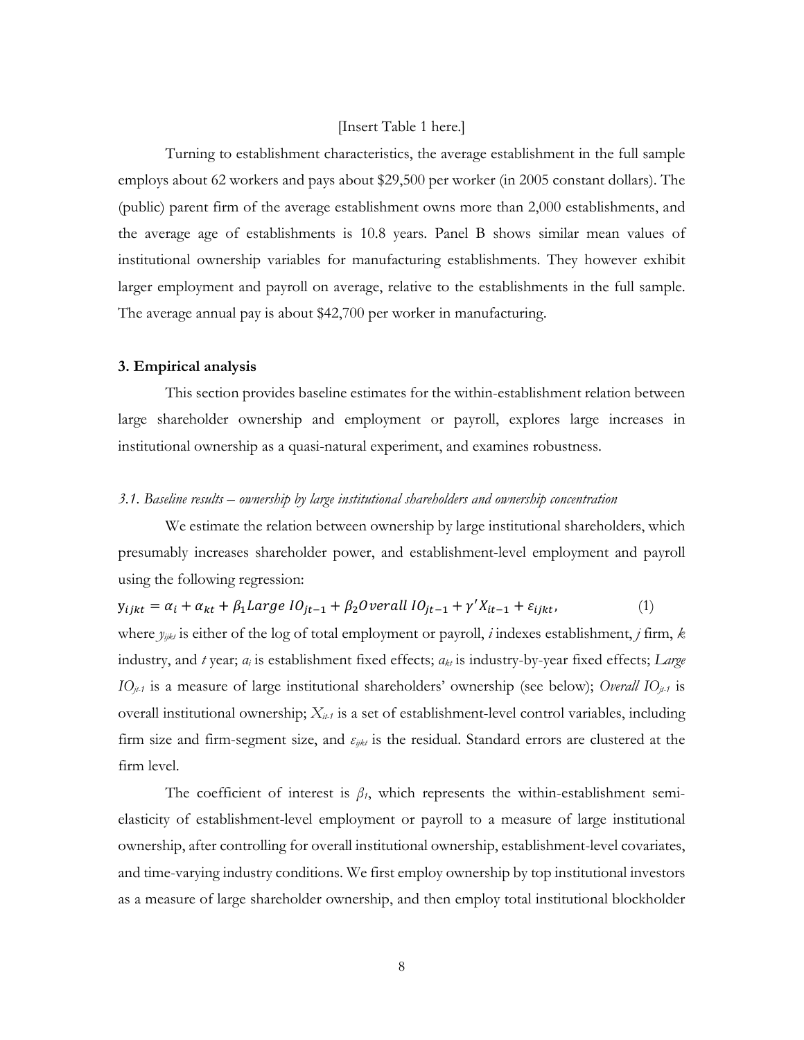[Insert Table 1 here.]

Turning to establishment characteristics, the average establishment in the full sample employs about 62 workers and pays about $29,500 per worker (in 2005 constant dollars). The (public) parent firm of the average establishment owns more than 2,000 establishments, and the average age of establishments is 10.8 years. Panel B shows similar mean values of institutional ownership variables for manufacturing establishments. They however exhibit larger employment and payroll on average, relative to the establishments in the full sample. The average annual pay is about $42,700 per worker in manufacturing.

### 3. Empirical analysis

This section provides baseline estimates for the within-establishment relation between large shareholder ownership and employment or payroll, explores large increases in institutional ownership as a quasi-natural experiment, and examines robustness.

#### *3.1. Baseline results – ownership by large institutional shareholders and ownership concentration*

We estimate the relation between ownership by large institutional shareholders, which presumably increases shareholder power, and establishment-level employment and payroll using the following regression:

$$y_{ijkt} = \alpha_i + \alpha_{kt} + \beta_1 Large\ IO_{jt-1} + \beta_2 Overall\ IO_{jt-1} + \gamma' X_{it-1} + \varepsilon_{ijkt}, \qquad (1)$$

where $y_{ijkt}$ is either of the log of total employment or payroll, $i$ indexes establishment, $j$ firm, $k$ industry, and $t$ year; $a_i$ is establishment fixed effects; $a_{kt}$ is industry-by-year fixed effects; $Large\ IO_{jt-1}$ is a measure of large institutional shareholders' ownership (see below); $Overall\ IO_{jt-1}$ is overall institutional ownership; $X_{it-1}$ is a set of establishment-level control variables, including firm size and firm-segment size, and $\varepsilon_{ijkt}$ is the residual. Standard errors are clustered at the firm level.

The coefficient of interest is $\beta_1$, which represents the within-establishment semi-elasticity of establishment-level employment or payroll to a measure of large institutional ownership, after controlling for overall institutional ownership, establishment-level covariates, and time-varying industry conditions. We first employ ownership by top institutional investors as a measure of large shareholder ownership, and then employ total institutional blockholder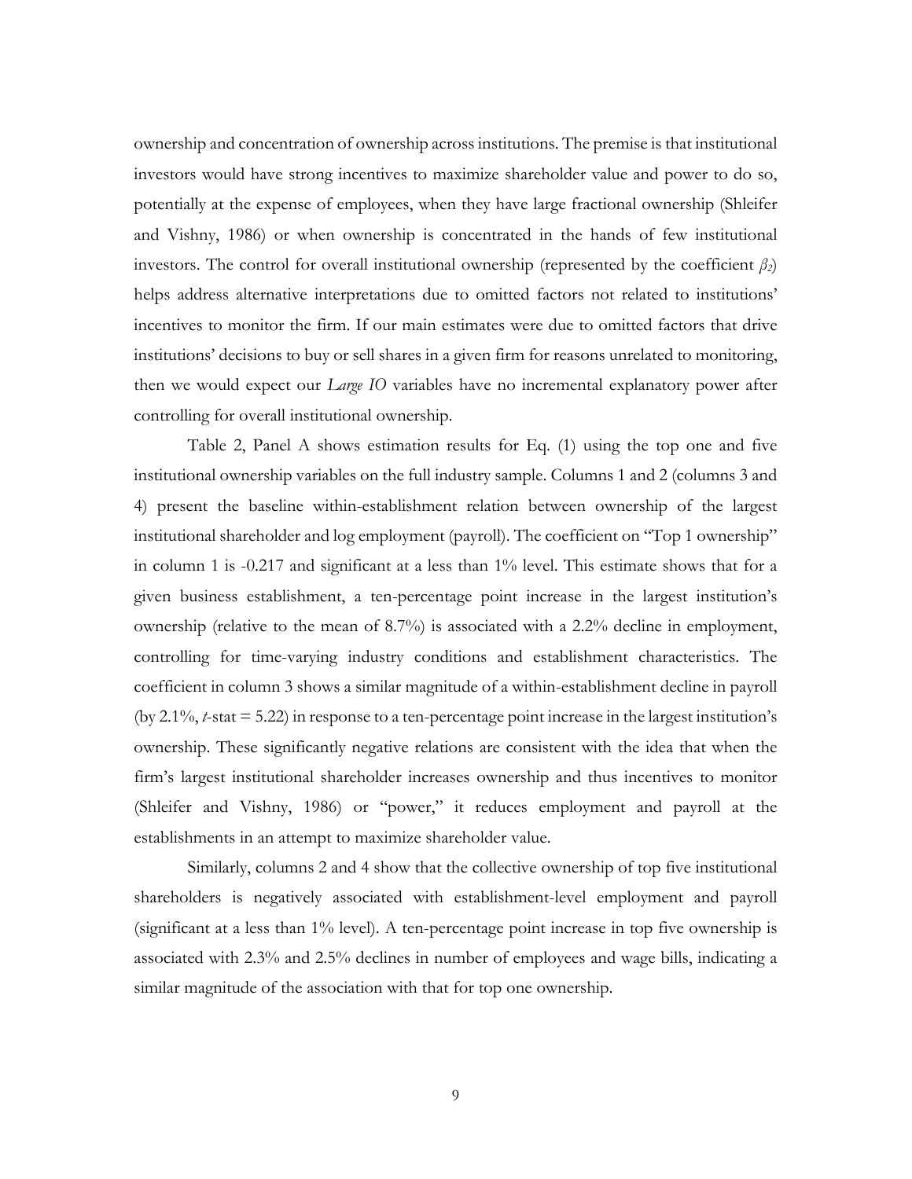ownership and concentration of ownership across institutions. The premise is that institutional investors would have strong incentives to maximize shareholder value and power to do so, potentially at the expense of employees, when they have large fractional ownership (Shleifer and Vishny, 1986) or when ownership is concentrated in the hands of few institutional investors. The control for overall institutional ownership (represented by the coefficient $\beta_2$) helps address alternative interpretations due to omitted factors not related to institutions' incentives to monitor the firm. If our main estimates were due to omitted factors that drive institutions' decisions to buy or sell shares in a given firm for reasons unrelated to monitoring, then we would expect our *Large IO* variables have no incremental explanatory power after controlling for overall institutional ownership.

Table 2, Panel A shows estimation results for Eq. (1) using the top one and five institutional ownership variables on the full industry sample. Columns 1 and 2 (columns 3 and 4) present the baseline within-establishment relation between ownership of the largest institutional shareholder and log employment (payroll). The coefficient on "Top 1 ownership" in column 1 is -0.217 and significant at a less than 1% level. This estimate shows that for a given business establishment, a ten-percentage point increase in the largest institution's ownership (relative to the mean of 8.7%) is associated with a 2.2% decline in employment, controlling for time-varying industry conditions and establishment characteristics. The coefficient in column 3 shows a similar magnitude of a within-establishment decline in payroll (by 2.1%, *t*-stat = 5.22) in response to a ten-percentage point increase in the largest institution's ownership. These significantly negative relations are consistent with the idea that when the firm's largest institutional shareholder increases ownership and thus incentives to monitor (Shleifer and Vishny, 1986) or "power," it reduces employment and payroll at the establishments in an attempt to maximize shareholder value.

Similarly, columns 2 and 4 show that the collective ownership of top five institutional shareholders is negatively associated with establishment-level employment and payroll (significant at a less than 1% level). A ten-percentage point increase in top five ownership is associated with 2.3% and 2.5% declines in number of employees and wage bills, indicating a similar magnitude of the association with that for top one ownership.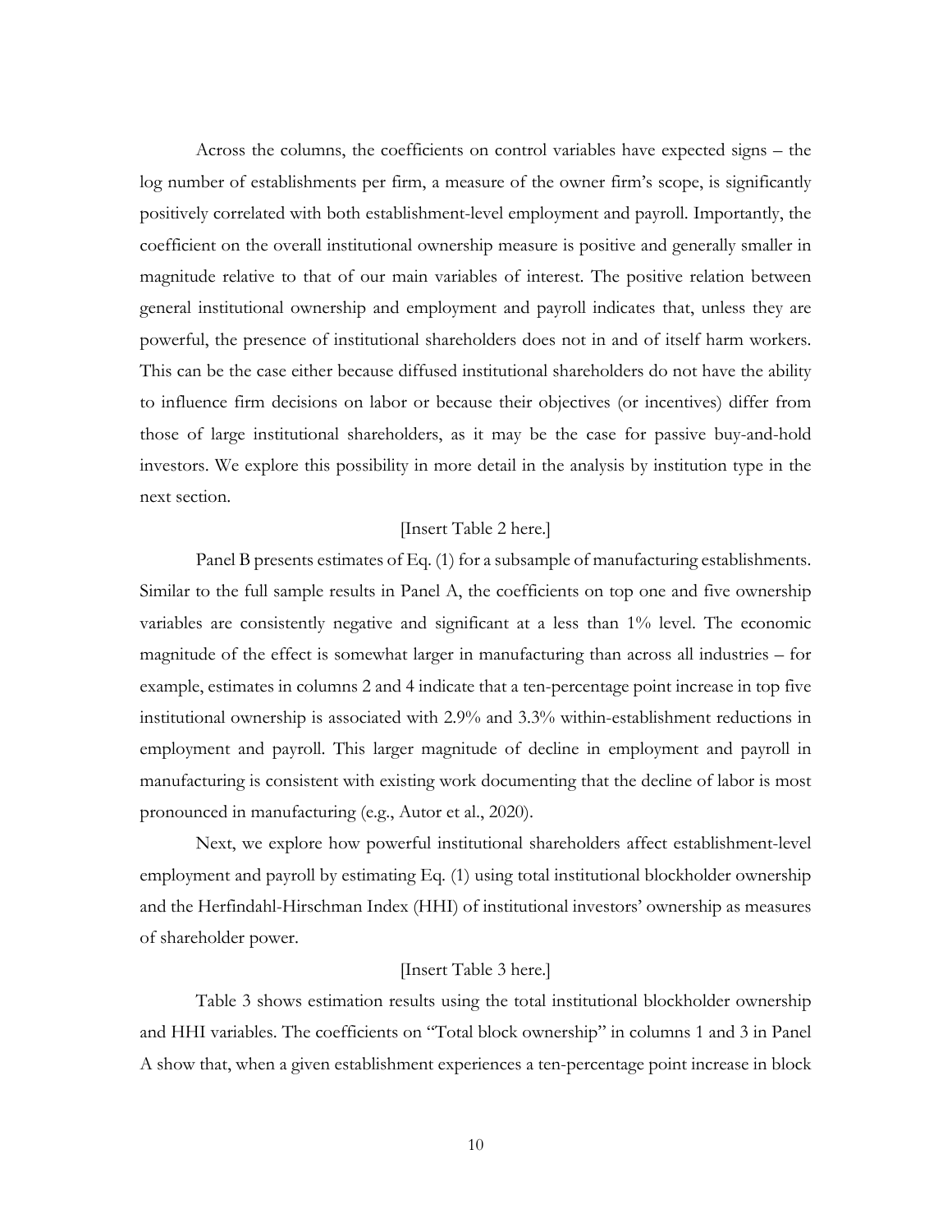Across the columns, the coefficients on control variables have expected signs – the log number of establishments per firm, a measure of the owner firm's scope, is significantly positively correlated with both establishment-level employment and payroll. Importantly, the coefficient on the overall institutional ownership measure is positive and generally smaller in magnitude relative to that of our main variables of interest. The positive relation between general institutional ownership and employment and payroll indicates that, unless they are powerful, the presence of institutional shareholders does not in and of itself harm workers. This can be the case either because diffused institutional shareholders do not have the ability to influence firm decisions on labor or because their objectives (or incentives) differ from those of large institutional shareholders, as it may be the case for passive buy-and-hold investors. We explore this possibility in more detail in the analysis by institution type in the next section.

[Insert Table 2 here.]

Panel B presents estimates of Eq. (1) for a subsample of manufacturing establishments. Similar to the full sample results in Panel A, the coefficients on top one and five ownership variables are consistently negative and significant at a less than 1% level. The economic magnitude of the effect is somewhat larger in manufacturing than across all industries – for example, estimates in columns 2 and 4 indicate that a ten-percentage point increase in top five institutional ownership is associated with 2.9% and 3.3% within-establishment reductions in employment and payroll. This larger magnitude of decline in employment and payroll in manufacturing is consistent with existing work documenting that the decline of labor is most pronounced in manufacturing (e.g., Autor et al., 2020).

Next, we explore how powerful institutional shareholders affect establishment-level employment and payroll by estimating Eq. (1) using total institutional blockholder ownership and the Herfindahl-Hirschman Index (HHI) of institutional investors' ownership as measures of shareholder power.

[Insert Table 3 here.]

Table 3 shows estimation results using the total institutional blockholder ownership and HHI variables. The coefficients on "Total block ownership" in columns 1 and 3 in Panel A show that, when a given establishment experiences a ten-percentage point increase in block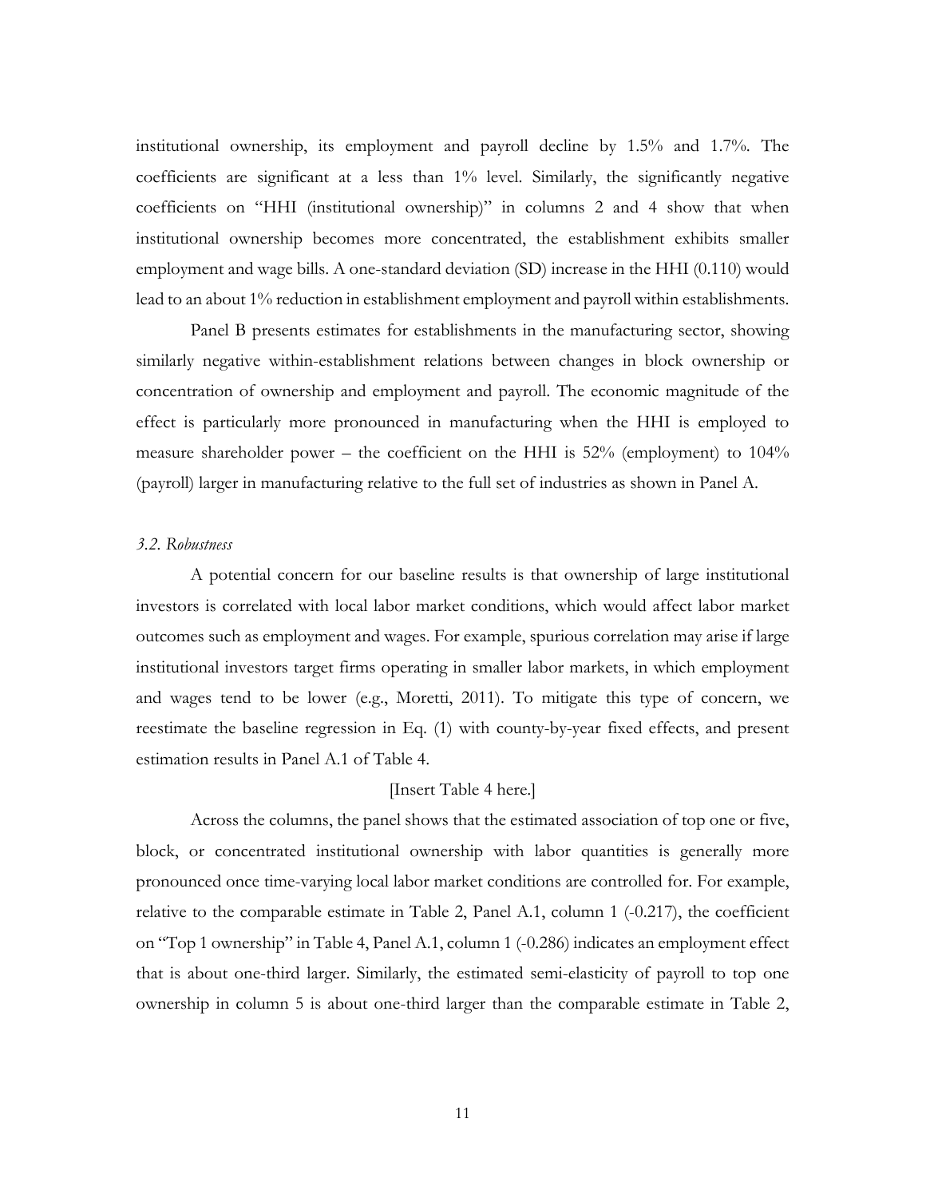institutional ownership, its employment and payroll decline by 1.5% and 1.7%. The coefficients are significant at a less than 1% level. Similarly, the significantly negative coefficients on "HHI (institutional ownership)" in columns 2 and 4 show that when institutional ownership becomes more concentrated, the establishment exhibits smaller employment and wage bills. A one-standard deviation (SD) increase in the HHI (0.110) would lead to an about 1% reduction in establishment employment and payroll within establishments.

Panel B presents estimates for establishments in the manufacturing sector, showing similarly negative within-establishment relations between changes in block ownership or concentration of ownership and employment and payroll. The economic magnitude of the effect is particularly more pronounced in manufacturing when the HHI is employed to measure shareholder power – the coefficient on the HHI is 52% (employment) to 104% (payroll) larger in manufacturing relative to the full set of industries as shown in Panel A.

### *3.2. Robustness*

A potential concern for our baseline results is that ownership of large institutional investors is correlated with local labor market conditions, which would affect labor market outcomes such as employment and wages. For example, spurious correlation may arise if large institutional investors target firms operating in smaller labor markets, in which employment and wages tend to be lower (e.g., Moretti, 2011). To mitigate this type of concern, we reestimate the baseline regression in Eq. (1) with county-by-year fixed effects, and present estimation results in Panel A.1 of Table 4.

[Insert Table 4 here.]

Across the columns, the panel shows that the estimated association of top one or five, block, or concentrated institutional ownership with labor quantities is generally more pronounced once time-varying local labor market conditions are controlled for. For example, relative to the comparable estimate in Table 2, Panel A.1, column 1 (-0.217), the coefficient on "Top 1 ownership" in Table 4, Panel A.1, column 1 (-0.286) indicates an employment effect that is about one-third larger. Similarly, the estimated semi-elasticity of payroll to top one ownership in column 5 is about one-third larger than the comparable estimate in Table 2,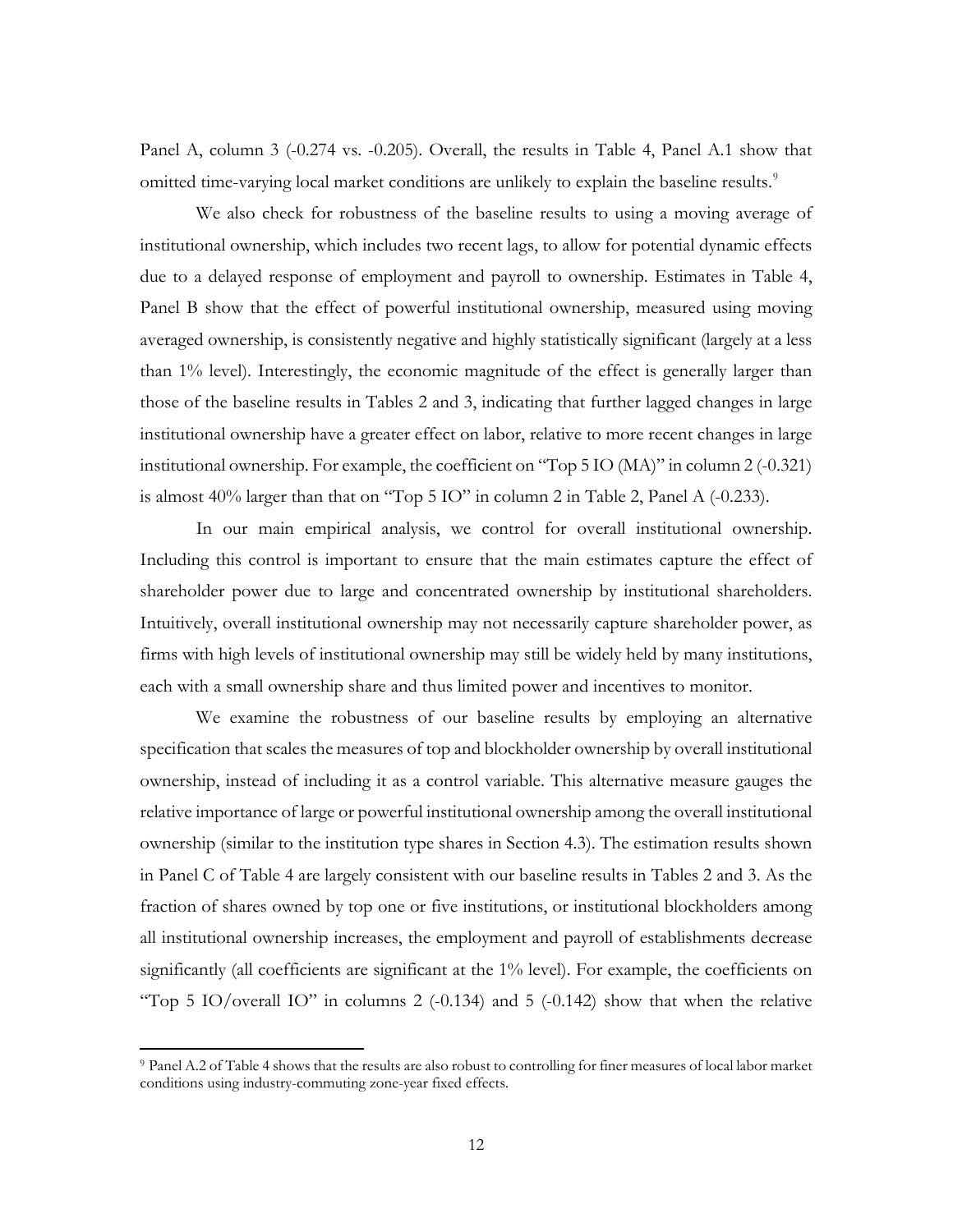Panel A, column 3 (-0.274 vs. -0.205). Overall, the results in Table 4, Panel A.1 show that omitted time-varying local market conditions are unlikely to explain the baseline results.[9]

We also check for robustness of the baseline results to using a moving average of institutional ownership, which includes two recent lags, to allow for potential dynamic effects due to a delayed response of employment and payroll to ownership. Estimates in Table 4, Panel B show that the effect of powerful institutional ownership, measured using moving averaged ownership, is consistently negative and highly statistically significant (largely at a less than 1% level). Interestingly, the economic magnitude of the effect is generally larger than those of the baseline results in Tables 2 and 3, indicating that further lagged changes in large institutional ownership have a greater effect on labor, relative to more recent changes in large institutional ownership. For example, the coefficient on "Top 5 IO (MA)" in column 2 (-0.321) is almost 40% larger than that on "Top 5 IO" in column 2 in Table 2, Panel A (-0.233).

In our main empirical analysis, we control for overall institutional ownership. Including this control is important to ensure that the main estimates capture the effect of shareholder power due to large and concentrated ownership by institutional shareholders. Intuitively, overall institutional ownership may not necessarily capture shareholder power, as firms with high levels of institutional ownership may still be widely held by many institutions, each with a small ownership share and thus limited power and incentives to monitor.

We examine the robustness of our baseline results by employing an alternative specification that scales the measures of top and blockholder ownership by overall institutional ownership, instead of including it as a control variable. This alternative measure gauges the relative importance of large or powerful institutional ownership among the overall institutional ownership (similar to the institution type shares in Section 4.3). The estimation results shown in Panel C of Table 4 are largely consistent with our baseline results in Tables 2 and 3. As the fraction of shares owned by top one or five institutions, or institutional blockholders among all institutional ownership increases, the employment and payroll of establishments decrease significantly (all coefficients are significant at the 1% level). For example, the coefficients on "Top 5 IO/overall IO" in columns 2 (-0.134) and 5 (-0.142) show that when the relative

[9] Panel A.2 of Table 4 shows that the results are also robust to controlling for finer measures of local labor market conditions using industry-commuting zone-year fixed effects.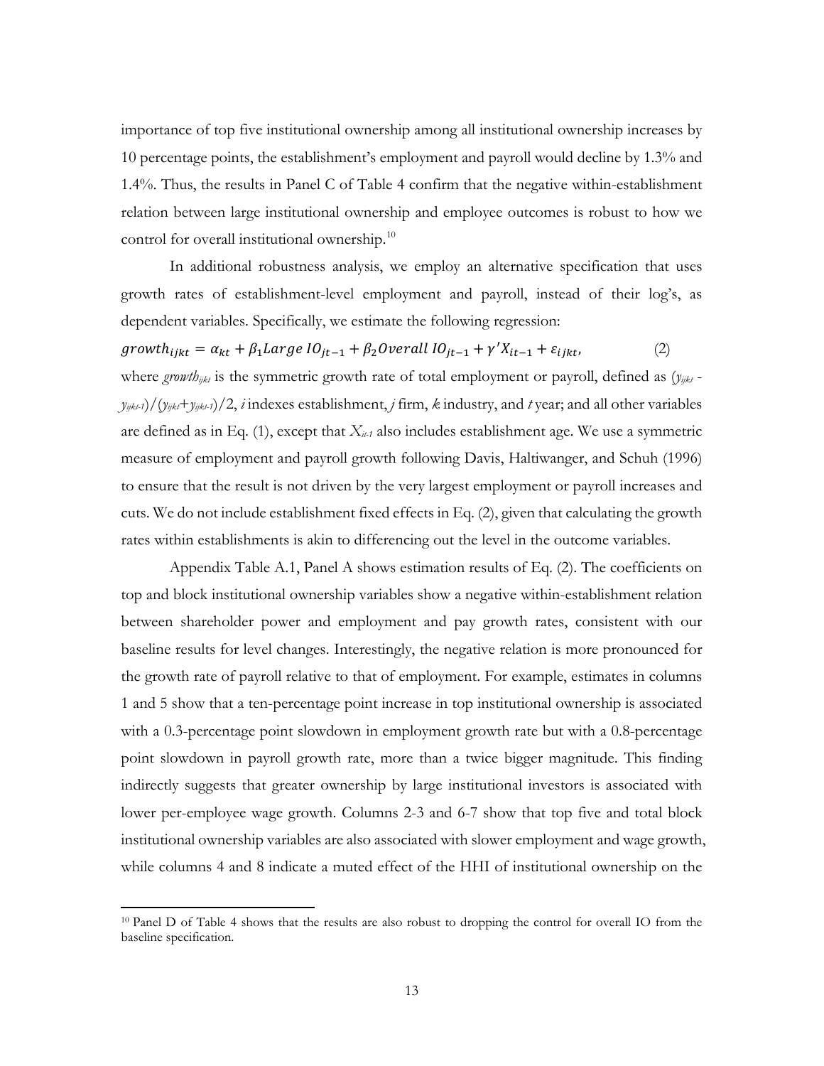importance of top five institutional ownership among all institutional ownership increases by 10 percentage points, the establishment's employment and payroll would decline by 1.3% and 1.4%. Thus, the results in Panel C of Table 4 confirm that the negative within-establishment relation between large institutional ownership and employee outcomes is robust to how we control for overall institutional ownership.[10]

In additional robustness analysis, we employ an alternative specification that uses growth rates of establishment-level employment and payroll, instead of their log's, as dependent variables. Specifically, we estimate the following regression:

$$growth_{ijkt} = \alpha_{kt} + \beta_1 Large\ IO_{jt-1} + \beta_2 Overall\ IO_{jt-1} + \gamma' X_{it-1} + \varepsilon_{ijkt}, \qquad (2)$$

where $growth_{ijkt}$ is the symmetric growth rate of total employment or payroll, defined as $(y_{ijkt} - y_{ijkt-1})/(y_{ijkt}+y_{ijkt-1})/2$, $i$ indexes establishment, $j$ firm, $k$ industry, and $t$ year; and all other variables are defined as in Eq. (1), except that $X_{it-1}$ also includes establishment age. We use a symmetric measure of employment and payroll growth following Davis, Haltiwanger, and Schuh (1996) to ensure that the result is not driven by the very largest employment or payroll increases and cuts. We do not include establishment fixed effects in Eq. (2), given that calculating the growth rates within establishments is akin to differencing out the level in the outcome variables.

Appendix Table A.1, Panel A shows estimation results of Eq. (2). The coefficients on top and block institutional ownership variables show a negative within-establishment relation between shareholder power and employment and pay growth rates, consistent with our baseline results for level changes. Interestingly, the negative relation is more pronounced for the growth rate of payroll relative to that of employment. For example, estimates in columns 1 and 5 show that a ten-percentage point increase in top institutional ownership is associated with a 0.3-percentage point slowdown in employment growth rate but with a 0.8-percentage point slowdown in payroll growth rate, more than a twice bigger magnitude. This finding indirectly suggests that greater ownership by large institutional investors is associated with lower per-employee wage growth. Columns 2-3 and 6-7 show that top five and total block institutional ownership variables are also associated with slower employment and wage growth, while columns 4 and 8 indicate a muted effect of the HHI of institutional ownership on the

[10] Panel D of Table 4 shows that the results are also robust to dropping the control for overall IO from the baseline specification.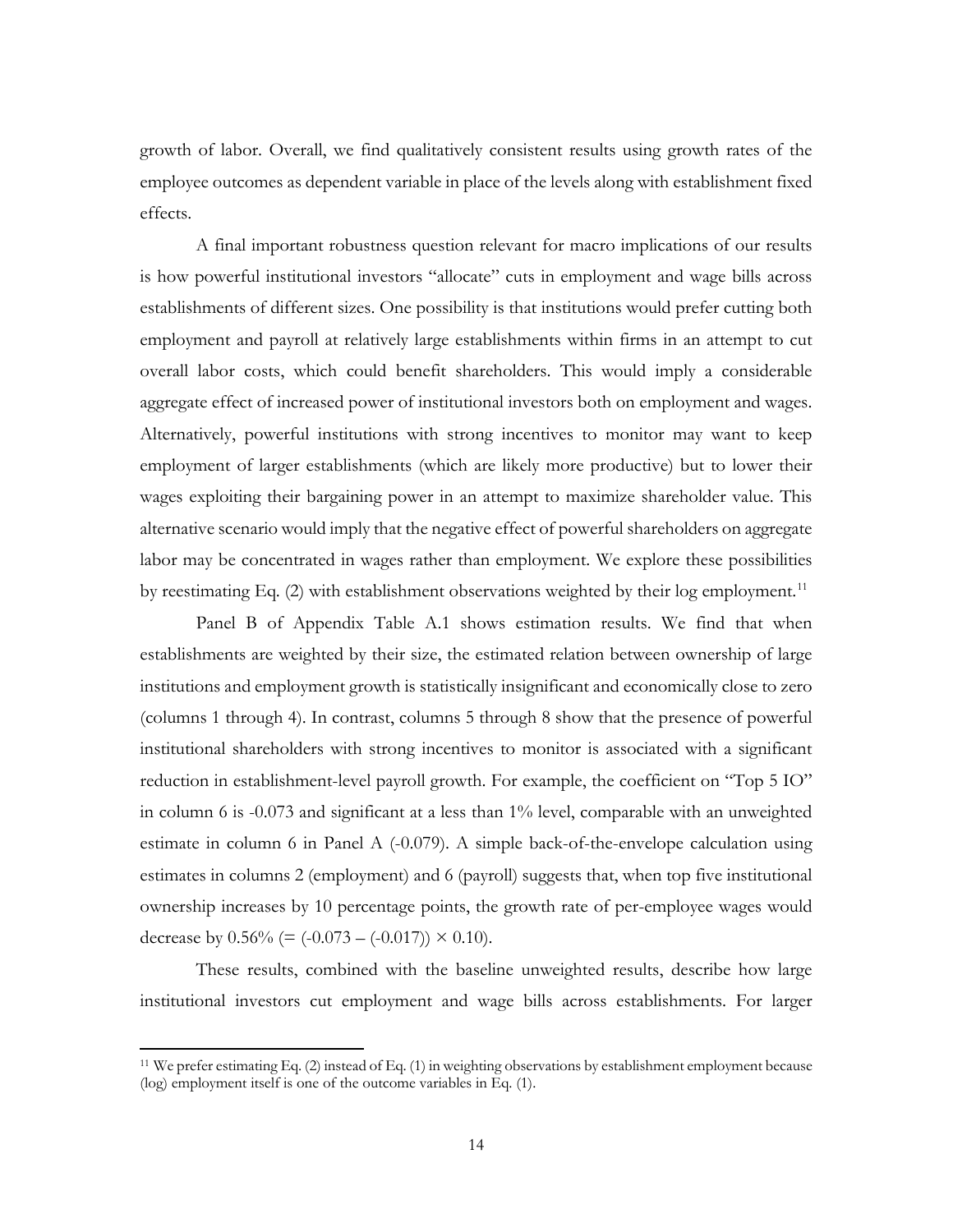growth of labor. Overall, we find qualitatively consistent results using growth rates of the employee outcomes as dependent variable in place of the levels along with establishment fixed effects.

A final important robustness question relevant for macro implications of our results is how powerful institutional investors "allocate" cuts in employment and wage bills across establishments of different sizes. One possibility is that institutions would prefer cutting both employment and payroll at relatively large establishments within firms in an attempt to cut overall labor costs, which could benefit shareholders. This would imply a considerable aggregate effect of increased power of institutional investors both on employment and wages. Alternatively, powerful institutions with strong incentives to monitor may want to keep employment of larger establishments (which are likely more productive) but to lower their wages exploiting their bargaining power in an attempt to maximize shareholder value. This alternative scenario would imply that the negative effect of powerful shareholders on aggregate labor may be concentrated in wages rather than employment. We explore these possibilities by reestimating Eq. (2) with establishment observations weighted by their log employment.[11]

Panel B of Appendix Table A.1 shows estimation results. We find that when establishments are weighted by their size, the estimated relation between ownership of large institutions and employment growth is statistically insignificant and economically close to zero (columns 1 through 4). In contrast, columns 5 through 8 show that the presence of powerful institutional shareholders with strong incentives to monitor is associated with a significant reduction in establishment-level payroll growth. For example, the coefficient on "Top 5 IO" in column 6 is -0.073 and significant at a less than 1% level, comparable with an unweighted estimate in column 6 in Panel A (-0.079). A simple back-of-the-envelope calculation using estimates in columns 2 (employment) and 6 (payroll) suggests that, when top five institutional ownership increases by 10 percentage points, the growth rate of per-employee wages would decrease by 0.56% (= (-0.073 – (-0.017)) × 0.10).

These results, combined with the baseline unweighted results, describe how large institutional investors cut employment and wage bills across establishments. For larger

---

[11] We prefer estimating Eq. (2) instead of Eq. (1) in weighting observations by establishment employment because (log) employment itself is one of the outcome variables in Eq. (1).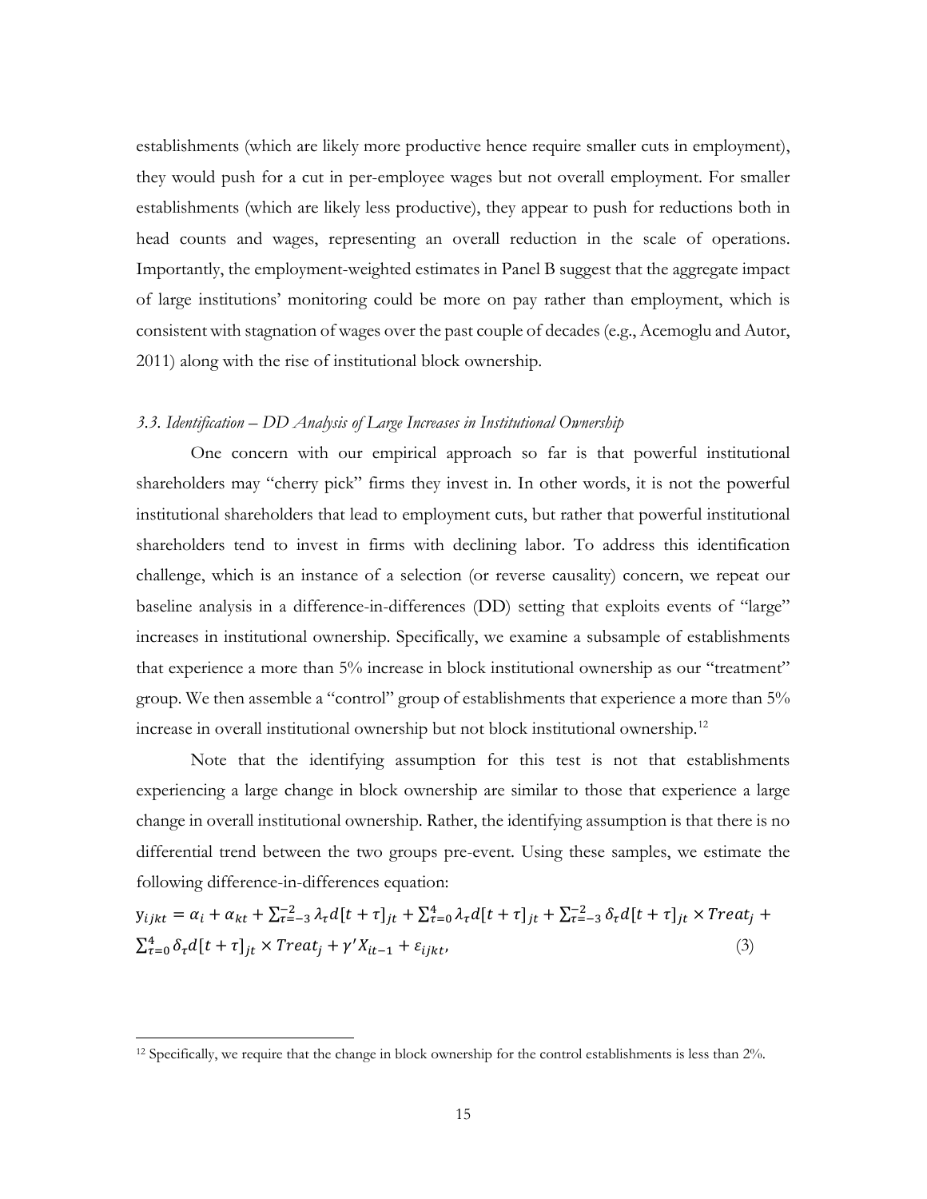establishments (which are likely more productive hence require smaller cuts in employment), they would push for a cut in per-employee wages but not overall employment. For smaller establishments (which are likely less productive), they appear to push for reductions both in head counts and wages, representing an overall reduction in the scale of operations. Importantly, the employment-weighted estimates in Panel B suggest that the aggregate impact of large institutions' monitoring could be more on pay rather than employment, which is consistent with stagnation of wages over the past couple of decades (e.g., Acemoglu and Autor, 2011) along with the rise of institutional block ownership.

### *3.3. Identification – DD Analysis of Large Increases in Institutional Ownership*

One concern with our empirical approach so far is that powerful institutional shareholders may "cherry pick" firms they invest in. In other words, it is not the powerful institutional shareholders that lead to employment cuts, but rather that powerful institutional shareholders tend to invest in firms with declining labor. To address this identification challenge, which is an instance of a selection (or reverse causality) concern, we repeat our baseline analysis in a difference-in-differences (DD) setting that exploits events of "large" increases in institutional ownership. Specifically, we examine a subsample of establishments that experience a more than 5% increase in block institutional ownership as our "treatment" group. We then assemble a "control" group of establishments that experience a more than 5% increase in overall institutional ownership but not block institutional ownership.[12]

Note that the identifying assumption for this test is not that establishments experiencing a large change in block ownership are similar to those that experience a large change in overall institutional ownership. Rather, the identifying assumption is that there is no differential trend between the two groups pre-event. Using these samples, we estimate the following difference-in-differences equation:

$$y_{ijkt} = \alpha_i + \alpha_{kt} + \sum_{\tau=-3}^{-2} \lambda_\tau d[t+\tau]_{jt} + \sum_{\tau=0}^{4} \lambda_\tau d[t+\tau]_{jt} + \sum_{\tau=-3}^{-2} \delta_\tau d[t+\tau]_{jt} \times Treat_j + \sum_{\tau=0}^{4} \delta_\tau d[t+\tau]_{jt} \times Treat_j + \gamma' X_{it-1} + \varepsilon_{ijkt}, \quad (3)$$

[12] Specifically, we require that the change in block ownership for the control establishments is less than 2%.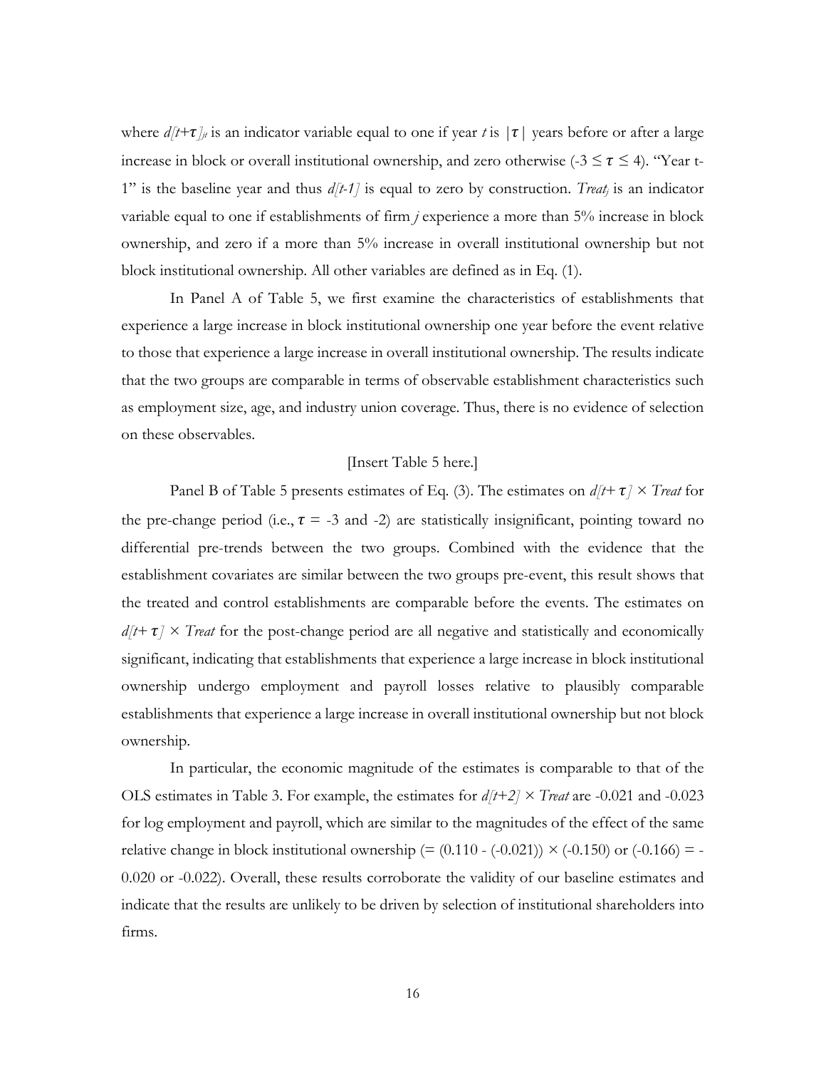where $d[t+\tau]_{jt}$ is an indicator variable equal to one if year $t$ is $|\tau|$ years before or after a large increase in block or overall institutional ownership, and zero otherwise ($-3 \leq \tau \leq 4$). "Year t-1" is the baseline year and thus $d[t\text{-}1]$ is equal to zero by construction. $Treat_j$ is an indicator variable equal to one if establishments of firm $j$ experience a more than 5% increase in block ownership, and zero if a more than 5% increase in overall institutional ownership but not block institutional ownership. All other variables are defined as in Eq. (1).

In Panel A of Table 5, we first examine the characteristics of establishments that experience a large increase in block institutional ownership one year before the event relative to those that experience a large increase in overall institutional ownership. The results indicate that the two groups are comparable in terms of observable establishment characteristics such as employment size, age, and industry union coverage. Thus, there is no evidence of selection on these observables.

[Insert Table 5 here.]

Panel B of Table 5 presents estimates of Eq. (3). The estimates on $d[t+\tau] \times Treat$ for the pre-change period (i.e., $\tau$ = -3 and -2) are statistically insignificant, pointing toward no differential pre-trends between the two groups. Combined with the evidence that the establishment covariates are similar between the two groups pre-event, this result shows that the treated and control establishments are comparable before the events. The estimates on $d[t+\tau] \times Treat$ for the post-change period are all negative and statistically and economically significant, indicating that establishments that experience a large increase in block institutional ownership undergo employment and payroll losses relative to plausibly comparable establishments that experience a large increase in overall institutional ownership but not block ownership.

In particular, the economic magnitude of the estimates is comparable to that of the OLS estimates in Table 3. For example, the estimates for $d[t+2] \times Treat$ are -0.021 and -0.023 for log employment and payroll, which are similar to the magnitudes of the effect of the same relative change in block institutional ownership (= (0.110 - (-0.021)) × (-0.150) or (-0.166) = -0.020 or -0.022). Overall, these results corroborate the validity of our baseline estimates and indicate that the results are unlikely to be driven by selection of institutional shareholders into firms.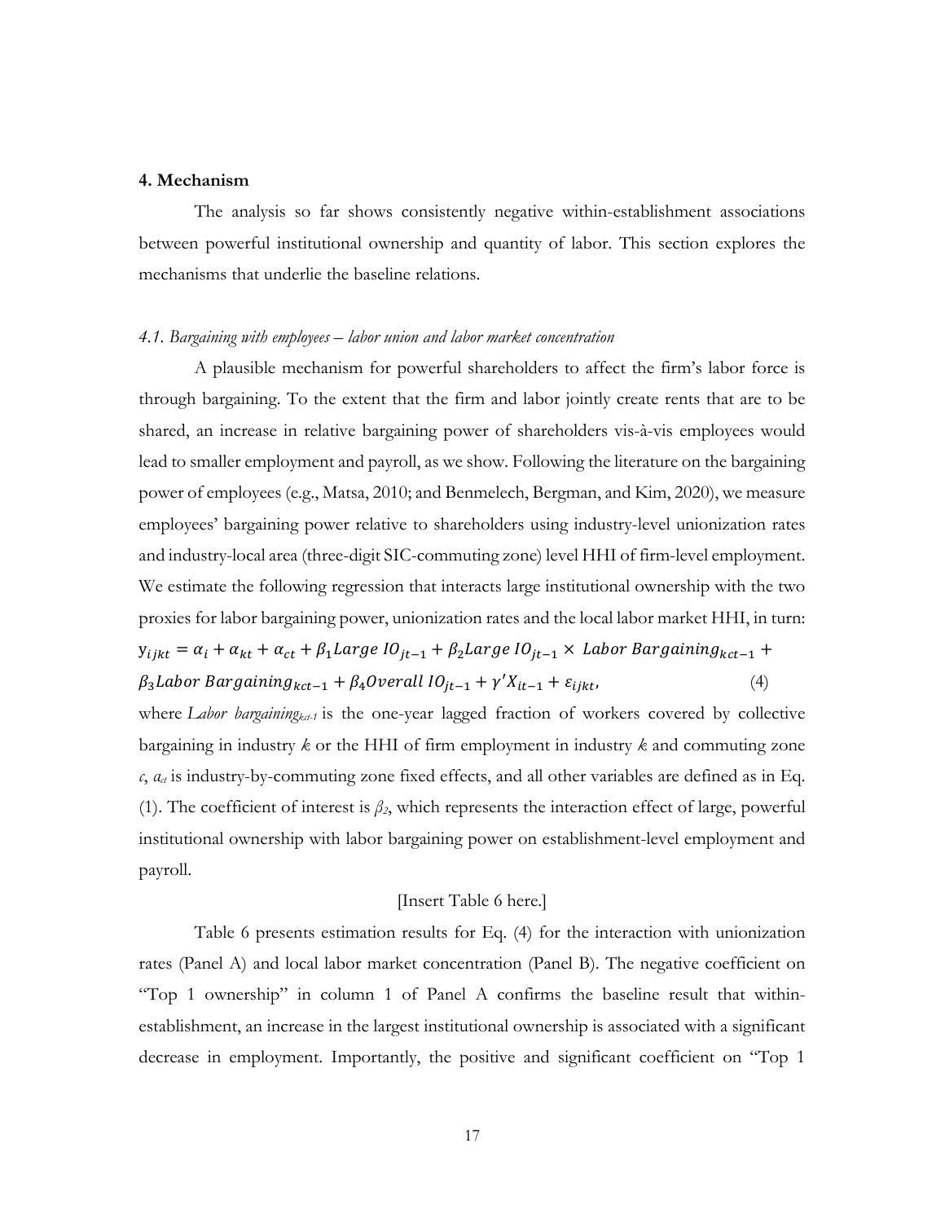## 4. Mechanism

The analysis so far shows consistently negative within-establishment associations between powerful institutional ownership and quantity of labor. This section explores the mechanisms that underlie the baseline relations.

### *4.1. Bargaining with employees – labor union and labor market concentration*

A plausible mechanism for powerful shareholders to affect the firm's labor force is through bargaining. To the extent that the firm and labor jointly create rents that are to be shared, an increase in relative bargaining power of shareholders vis-à-vis employees would lead to smaller employment and payroll, as we show. Following the literature on the bargaining power of employees (e.g., Matsa, 2010; and Benmelech, Bergman, and Kim, 2020), we measure employees' bargaining power relative to shareholders using industry-level unionization rates and industry-local area (three-digit SIC-commuting zone) level HHI of firm-level employment. We estimate the following regression that interacts large institutional ownership with the two proxies for labor bargaining power, unionization rates and the local labor market HHI, in turn:

$$y_{ijkt} = \alpha_i + \alpha_{kt} + \alpha_{ct} + \beta_1 Large\ IO_{jt-1} + \beta_2 Large\ IO_{jt-1} \times\ Labor\ Bargaining_{kct-1} + \beta_3 Labor\ Bargaining_{kct-1} + \beta_4 Overall\ IO_{jt-1} + \gamma' X_{it-1} + \varepsilon_{ijkt}, \qquad (4)$$

where *Labor bargaining*$_{kct-1}$ is the one-year lagged fraction of workers covered by collective bargaining in industry $k$ or the HHI of firm employment in industry $k$ and commuting zone $c$, $a_{ct}$ is industry-by-commuting zone fixed effects, and all other variables are defined as in Eq. (1). The coefficient of interest is $\beta_2$, which represents the interaction effect of large, powerful institutional ownership with labor bargaining power on establishment-level employment and payroll.

[Insert Table 6 here.]

Table 6 presents estimation results for Eq. (4) for the interaction with unionization rates (Panel A) and local labor market concentration (Panel B). The negative coefficient on "Top 1 ownership" in column 1 of Panel A confirms the baseline result that within-establishment, an increase in the largest institutional ownership is associated with a significant decrease in employment. Importantly, the positive and significant coefficient on "Top 1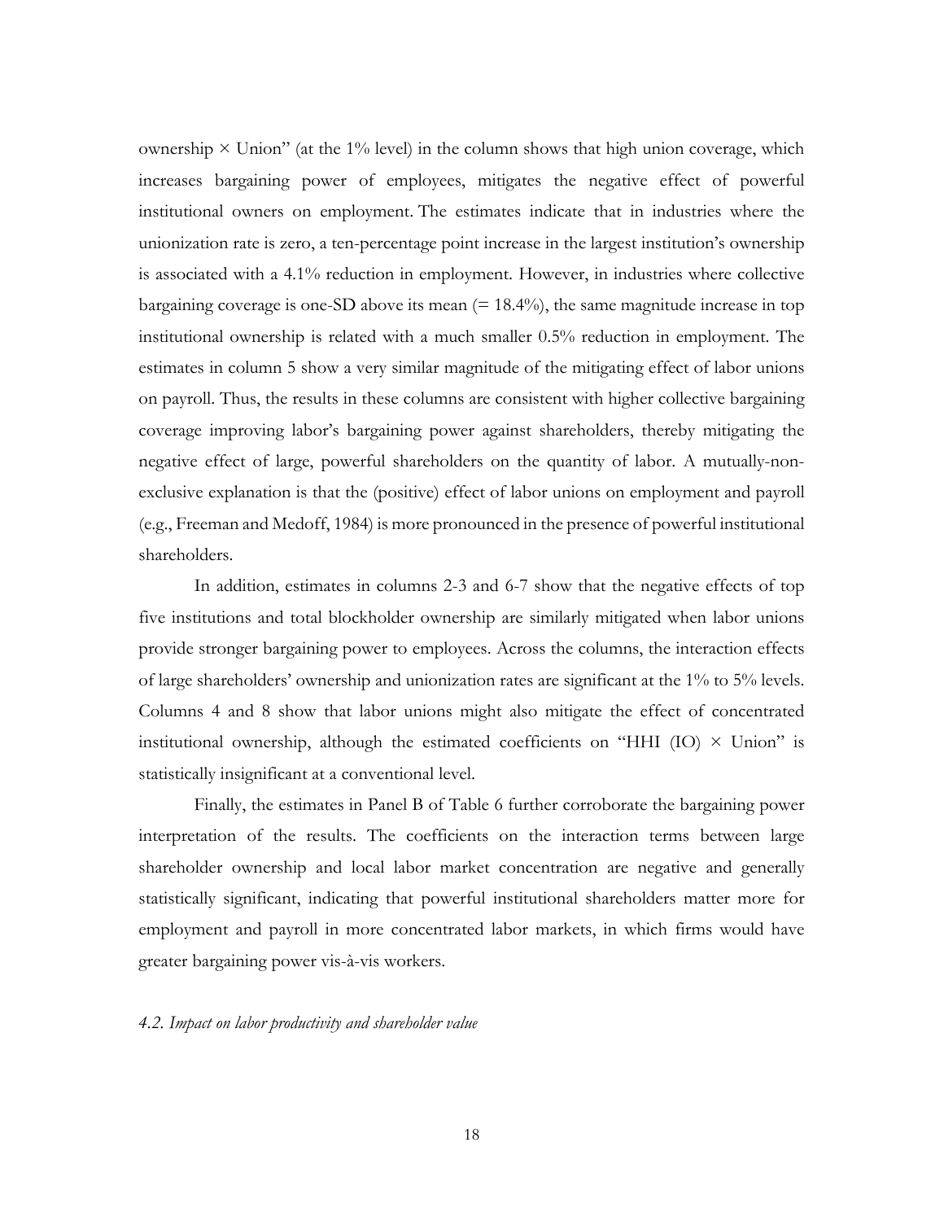ownership × Union" (at the 1% level) in the column shows that high union coverage, which increases bargaining power of employees, mitigates the negative effect of powerful institutional owners on employment. The estimates indicate that in industries where the unionization rate is zero, a ten-percentage point increase in the largest institution's ownership is associated with a 4.1% reduction in employment. However, in industries where collective bargaining coverage is one-SD above its mean (= 18.4%), the same magnitude increase in top institutional ownership is related with a much smaller 0.5% reduction in employment. The estimates in column 5 show a very similar magnitude of the mitigating effect of labor unions on payroll. Thus, the results in these columns are consistent with higher collective bargaining coverage improving labor's bargaining power against shareholders, thereby mitigating the negative effect of large, powerful shareholders on the quantity of labor. A mutually-non-exclusive explanation is that the (positive) effect of labor unions on employment and payroll (e.g., Freeman and Medoff, 1984) is more pronounced in the presence of powerful institutional shareholders.

In addition, estimates in columns 2-3 and 6-7 show that the negative effects of top five institutions and total blockholder ownership are similarly mitigated when labor unions provide stronger bargaining power to employees. Across the columns, the interaction effects of large shareholders' ownership and unionization rates are significant at the 1% to 5% levels. Columns 4 and 8 show that labor unions might also mitigate the effect of concentrated institutional ownership, although the estimated coefficients on "HHI (IO) × Union" is statistically insignificant at a conventional level.

Finally, the estimates in Panel B of Table 6 further corroborate the bargaining power interpretation of the results. The coefficients on the interaction terms between large shareholder ownership and local labor market concentration are negative and generally statistically significant, indicating that powerful institutional shareholders matter more for employment and payroll in more concentrated labor markets, in which firms would have greater bargaining power vis-à-vis workers.

### *4.2. Impact on labor productivity and shareholder value*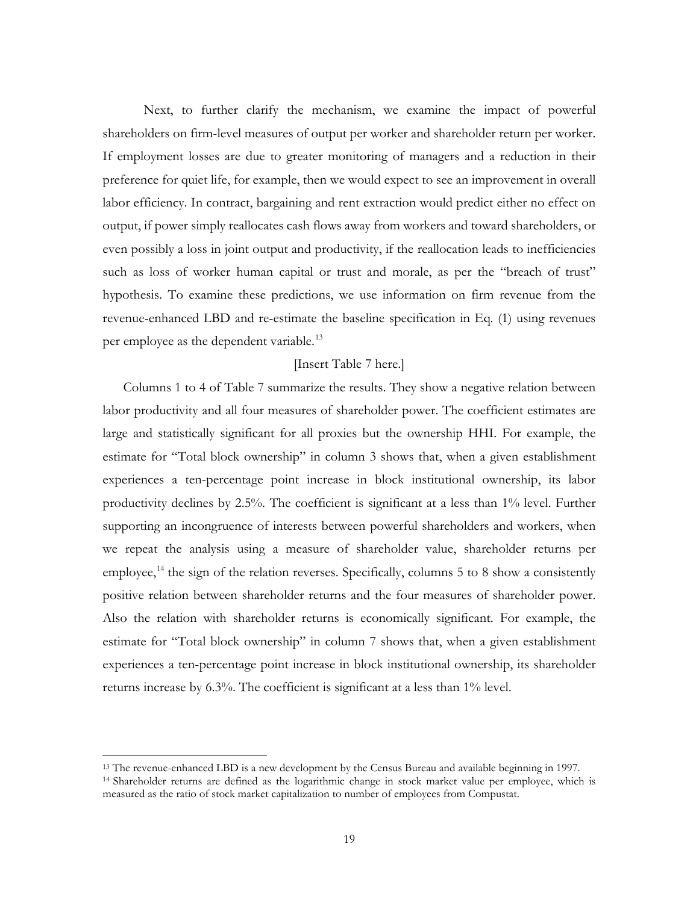Next, to further clarify the mechanism, we examine the impact of powerful shareholders on firm-level measures of output per worker and shareholder return per worker. If employment losses are due to greater monitoring of managers and a reduction in their preference for quiet life, for example, then we would expect to see an improvement in overall labor efficiency. In contract, bargaining and rent extraction would predict either no effect on output, if power simply reallocates cash flows away from workers and toward shareholders, or even possibly a loss in joint output and productivity, if the reallocation leads to inefficiencies such as loss of worker human capital or trust and morale, as per the "breach of trust" hypothesis. To examine these predictions, we use information on firm revenue from the revenue-enhanced LBD and re-estimate the baseline specification in Eq. (1) using revenues per employee as the dependent variable.[13]

[Insert Table 7 here.]

Columns 1 to 4 of Table 7 summarize the results. They show a negative relation between labor productivity and all four measures of shareholder power. The coefficient estimates are large and statistically significant for all proxies but the ownership HHI. For example, the estimate for "Total block ownership" in column 3 shows that, when a given establishment experiences a ten-percentage point increase in block institutional ownership, its labor productivity declines by 2.5%. The coefficient is significant at a less than 1% level. Further supporting an incongruence of interests between powerful shareholders and workers, when we repeat the analysis using a measure of shareholder value, shareholder returns per employee,[14] the sign of the relation reverses. Specifically, columns 5 to 8 show a consistently positive relation between shareholder returns and the four measures of shareholder power. Also the relation with shareholder returns is economically significant. For example, the estimate for "Total block ownership" in column 7 shows that, when a given establishment experiences a ten-percentage point increase in block institutional ownership, its shareholder returns increase by 6.3%. The coefficient is significant at a less than 1% level.

---

[13] The revenue-enhanced LBD is a new development by the Census Bureau and available beginning in 1997.

[14] Shareholder returns are defined as the logarithmic change in stock market value per employee, which is measured as the ratio of stock market capitalization to number of employees from Compustat.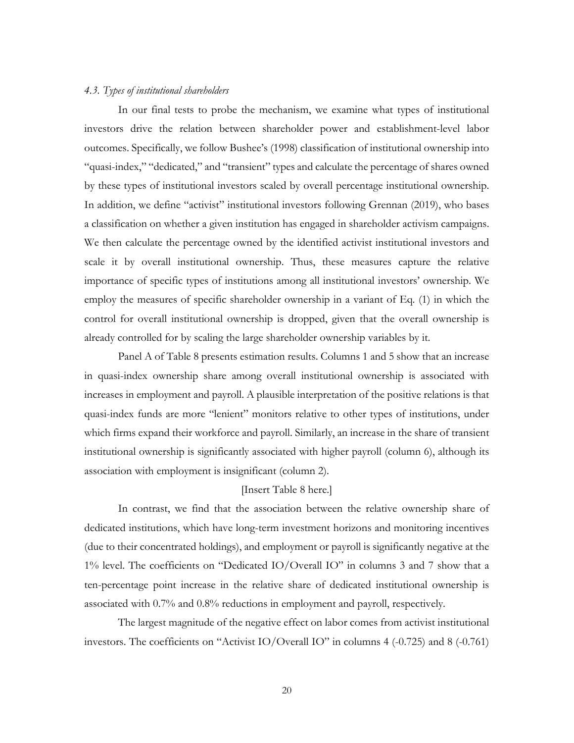### *4.3. Types of institutional shareholders*

In our final tests to probe the mechanism, we examine what types of institutional investors drive the relation between shareholder power and establishment-level labor outcomes. Specifically, we follow Bushee's (1998) classification of institutional ownership into "quasi-index," "dedicated," and "transient" types and calculate the percentage of shares owned by these types of institutional investors scaled by overall percentage institutional ownership. In addition, we define "activist" institutional investors following Grennan (2019), who bases a classification on whether a given institution has engaged in shareholder activism campaigns. We then calculate the percentage owned by the identified activist institutional investors and scale it by overall institutional ownership. Thus, these measures capture the relative importance of specific types of institutions among all institutional investors' ownership. We employ the measures of specific shareholder ownership in a variant of Eq. (1) in which the control for overall institutional ownership is dropped, given that the overall ownership is already controlled for by scaling the large shareholder ownership variables by it.

Panel A of Table 8 presents estimation results. Columns 1 and 5 show that an increase in quasi-index ownership share among overall institutional ownership is associated with increases in employment and payroll. A plausible interpretation of the positive relations is that quasi-index funds are more "lenient" monitors relative to other types of institutions, under which firms expand their workforce and payroll. Similarly, an increase in the share of transient institutional ownership is significantly associated with higher payroll (column 6), although its association with employment is insignificant (column 2).

[Insert Table 8 here.]

In contrast, we find that the association between the relative ownership share of dedicated institutions, which have long-term investment horizons and monitoring incentives (due to their concentrated holdings), and employment or payroll is significantly negative at the 1% level. The coefficients on "Dedicated IO/Overall IO" in columns 3 and 7 show that a ten-percentage point increase in the relative share of dedicated institutional ownership is associated with 0.7% and 0.8% reductions in employment and payroll, respectively.

The largest magnitude of the negative effect on labor comes from activist institutional investors. The coefficients on "Activist IO/Overall IO" in columns 4 (-0.725) and 8 (-0.761)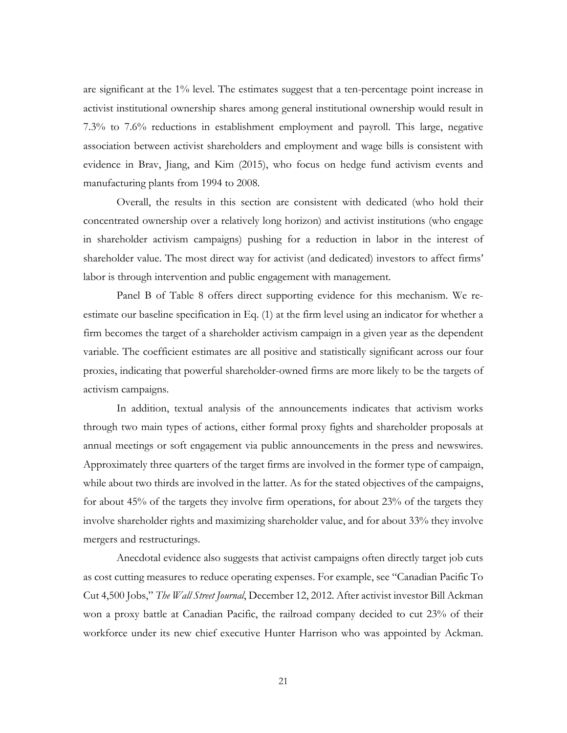are significant at the 1% level. The estimates suggest that a ten-percentage point increase in activist institutional ownership shares among general institutional ownership would result in 7.3% to 7.6% reductions in establishment employment and payroll. This large, negative association between activist shareholders and employment and wage bills is consistent with evidence in Brav, Jiang, and Kim (2015), who focus on hedge fund activism events and manufacturing plants from 1994 to 2008.

Overall, the results in this section are consistent with dedicated (who hold their concentrated ownership over a relatively long horizon) and activist institutions (who engage in shareholder activism campaigns) pushing for a reduction in labor in the interest of shareholder value. The most direct way for activist (and dedicated) investors to affect firms' labor is through intervention and public engagement with management.

Panel B of Table 8 offers direct supporting evidence for this mechanism. We re-estimate our baseline specification in Eq. (1) at the firm level using an indicator for whether a firm becomes the target of a shareholder activism campaign in a given year as the dependent variable. The coefficient estimates are all positive and statistically significant across our four proxies, indicating that powerful shareholder-owned firms are more likely to be the targets of activism campaigns.

In addition, textual analysis of the announcements indicates that activism works through two main types of actions, either formal proxy fights and shareholder proposals at annual meetings or soft engagement via public announcements in the press and newswires. Approximately three quarters of the target firms are involved in the former type of campaign, while about two thirds are involved in the latter. As for the stated objectives of the campaigns, for about 45% of the targets they involve firm operations, for about 23% of the targets they involve shareholder rights and maximizing shareholder value, and for about 33% they involve mergers and restructurings.

Anecdotal evidence also suggests that activist campaigns often directly target job cuts as cost cutting measures to reduce operating expenses. For example, see "Canadian Pacific To Cut 4,500 Jobs," *The Wall Street Journal*, December 12, 2012. After activist investor Bill Ackman won a proxy battle at Canadian Pacific, the railroad company decided to cut 23% of their workforce under its new chief executive Hunter Harrison who was appointed by Ackman.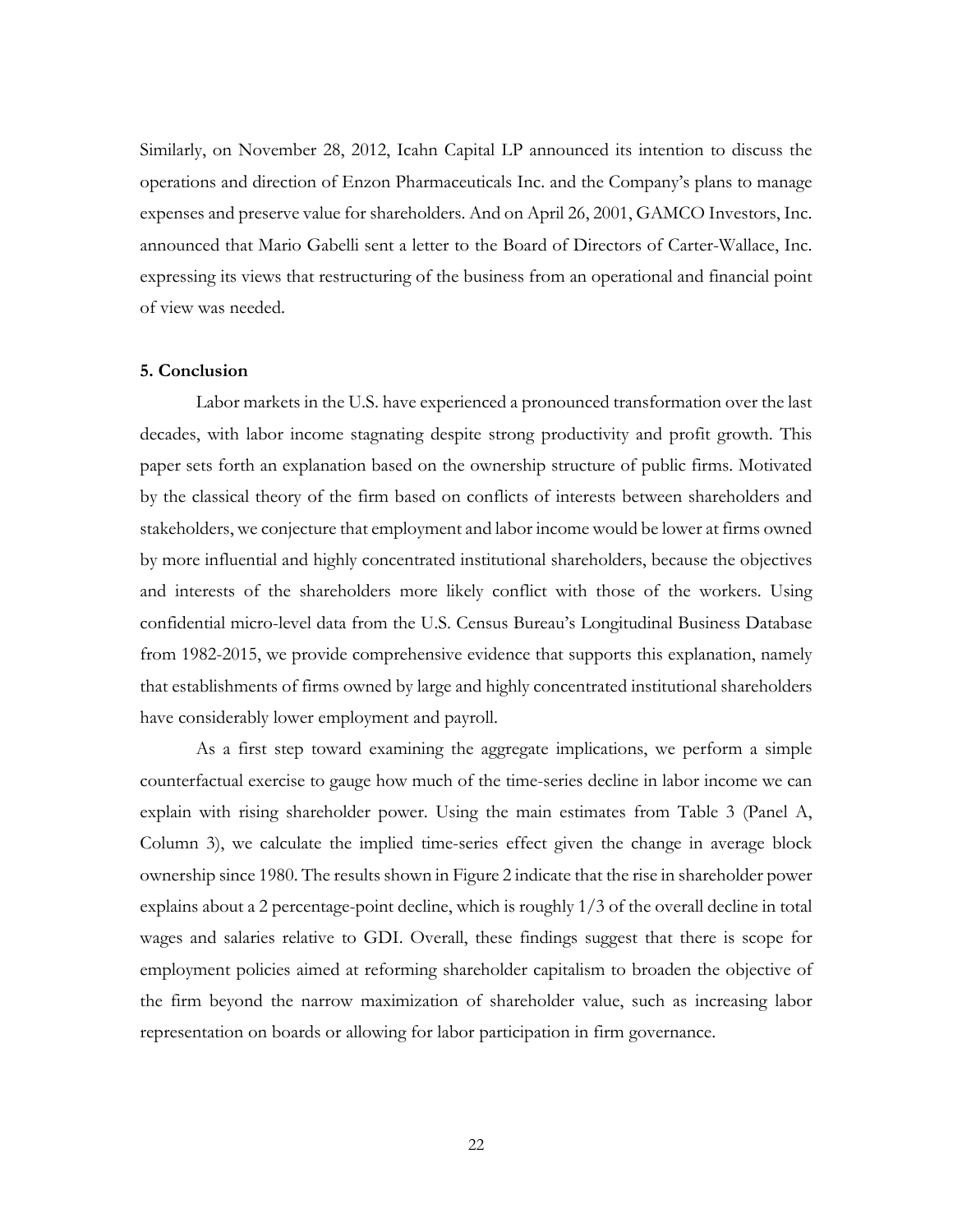Similarly, on November 28, 2012, Icahn Capital LP announced its intention to discuss the operations and direction of Enzon Pharmaceuticals Inc. and the Company's plans to manage expenses and preserve value for shareholders. And on April 26, 2001, GAMCO Investors, Inc. announced that Mario Gabelli sent a letter to the Board of Directors of Carter-Wallace, Inc. expressing its views that restructuring of the business from an operational and financial point of view was needed.

**5. Conclusion**

Labor markets in the U.S. have experienced a pronounced transformation over the last decades, with labor income stagnating despite strong productivity and profit growth. This paper sets forth an explanation based on the ownership structure of public firms. Motivated by the classical theory of the firm based on conflicts of interests between shareholders and stakeholders, we conjecture that employment and labor income would be lower at firms owned by more influential and highly concentrated institutional shareholders, because the objectives and interests of the shareholders more likely conflict with those of the workers. Using confidential micro-level data from the U.S. Census Bureau's Longitudinal Business Database from 1982-2015, we provide comprehensive evidence that supports this explanation, namely that establishments of firms owned by large and highly concentrated institutional shareholders have considerably lower employment and payroll.

As a first step toward examining the aggregate implications, we perform a simple counterfactual exercise to gauge how much of the time-series decline in labor income we can explain with rising shareholder power. Using the main estimates from Table 3 (Panel A, Column 3), we calculate the implied time-series effect given the change in average block ownership since 1980. The results shown in Figure 2 indicate that the rise in shareholder power explains about a 2 percentage-point decline, which is roughly 1/3 of the overall decline in total wages and salaries relative to GDI. Overall, these findings suggest that there is scope for employment policies aimed at reforming shareholder capitalism to broaden the objective of the firm beyond the narrow maximization of shareholder value, such as increasing labor representation on boards or allowing for labor participation in firm governance.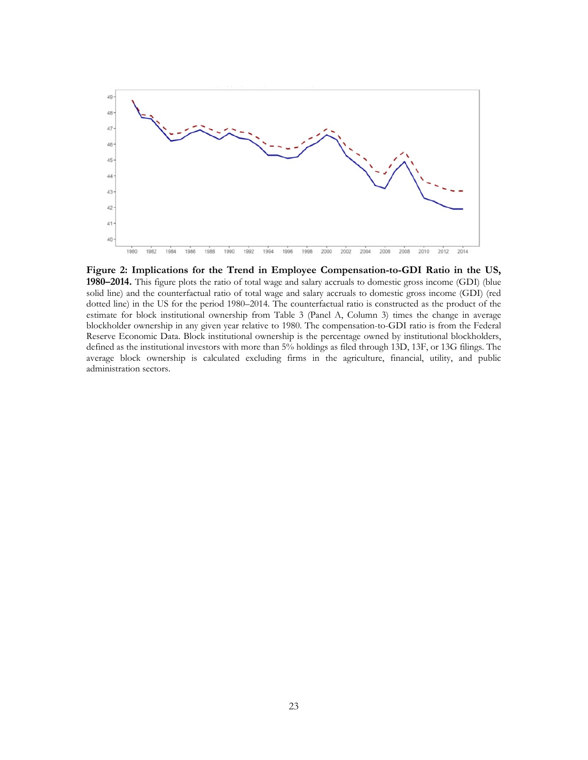**Figure 2: Implications for the Trend in Employee Compensation-to-GDI Ratio in the US, 1980–2014.** This figure plots the ratio of total wage and salary accruals to domestic gross income (GDI) (blue solid line) and the counterfactual ratio of total wage and salary accruals to domestic gross income (GDI) (red dotted line) in the US for the period 1980–2014. The counterfactual ratio is constructed as the product of the estimate for block institutional ownership from Table 3 (Panel A, Column 3) times the change in average blockholder ownership in any given year relative to 1980. The compensation-to-GDI ratio is from the Federal Reserve Economic Data. Block institutional ownership is the percentage owned by institutional blockholders, defined as the institutional investors with more than 5% holdings as filed through 13D, 13F, or 13G filings. The average block ownership is calculated excluding firms in the agriculture, financial, utility, and public administration sectors.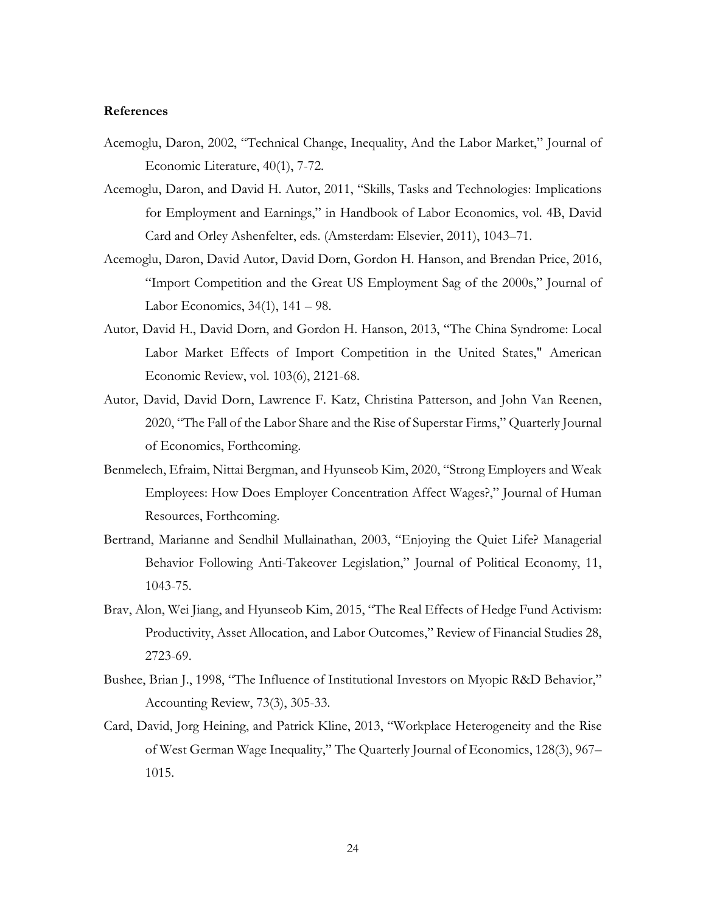**References**

Acemoglu, Daron, 2002, "Technical Change, Inequality, And the Labor Market," Journal of Economic Literature, 40(1), 7-72.

Acemoglu, Daron, and David H. Autor, 2011, "Skills, Tasks and Technologies: Implications for Employment and Earnings," in Handbook of Labor Economics, vol. 4B, David Card and Orley Ashenfelter, eds. (Amsterdam: Elsevier, 2011), 1043–71.

Acemoglu, Daron, David Autor, David Dorn, Gordon H. Hanson, and Brendan Price, 2016, "Import Competition and the Great US Employment Sag of the 2000s," Journal of Labor Economics, 34(1), 141 – 98.

Autor, David H., David Dorn, and Gordon H. Hanson, 2013, "The China Syndrome: Local Labor Market Effects of Import Competition in the United States," American Economic Review, vol. 103(6), 2121-68.

Autor, David, David Dorn, Lawrence F. Katz, Christina Patterson, and John Van Reenen, 2020, "The Fall of the Labor Share and the Rise of Superstar Firms," Quarterly Journal of Economics, Forthcoming.

Benmelech, Efraim, Nittai Bergman, and Hyunseob Kim, 2020, "Strong Employers and Weak Employees: How Does Employer Concentration Affect Wages?," Journal of Human Resources, Forthcoming.

Bertrand, Marianne and Sendhil Mullainathan, 2003, "Enjoying the Quiet Life? Managerial Behavior Following Anti-Takeover Legislation," Journal of Political Economy, 11, 1043-75.

Brav, Alon, Wei Jiang, and Hyunseob Kim, 2015, "The Real Effects of Hedge Fund Activism: Productivity, Asset Allocation, and Labor Outcomes," Review of Financial Studies 28, 2723-69.

Bushee, Brian J., 1998, "The Influence of Institutional Investors on Myopic R&D Behavior," Accounting Review, 73(3), 305-33.

Card, David, Jorg Heining, and Patrick Kline, 2013, "Workplace Heterogeneity and the Rise of West German Wage Inequality," The Quarterly Journal of Economics, 128(3), 967–1015.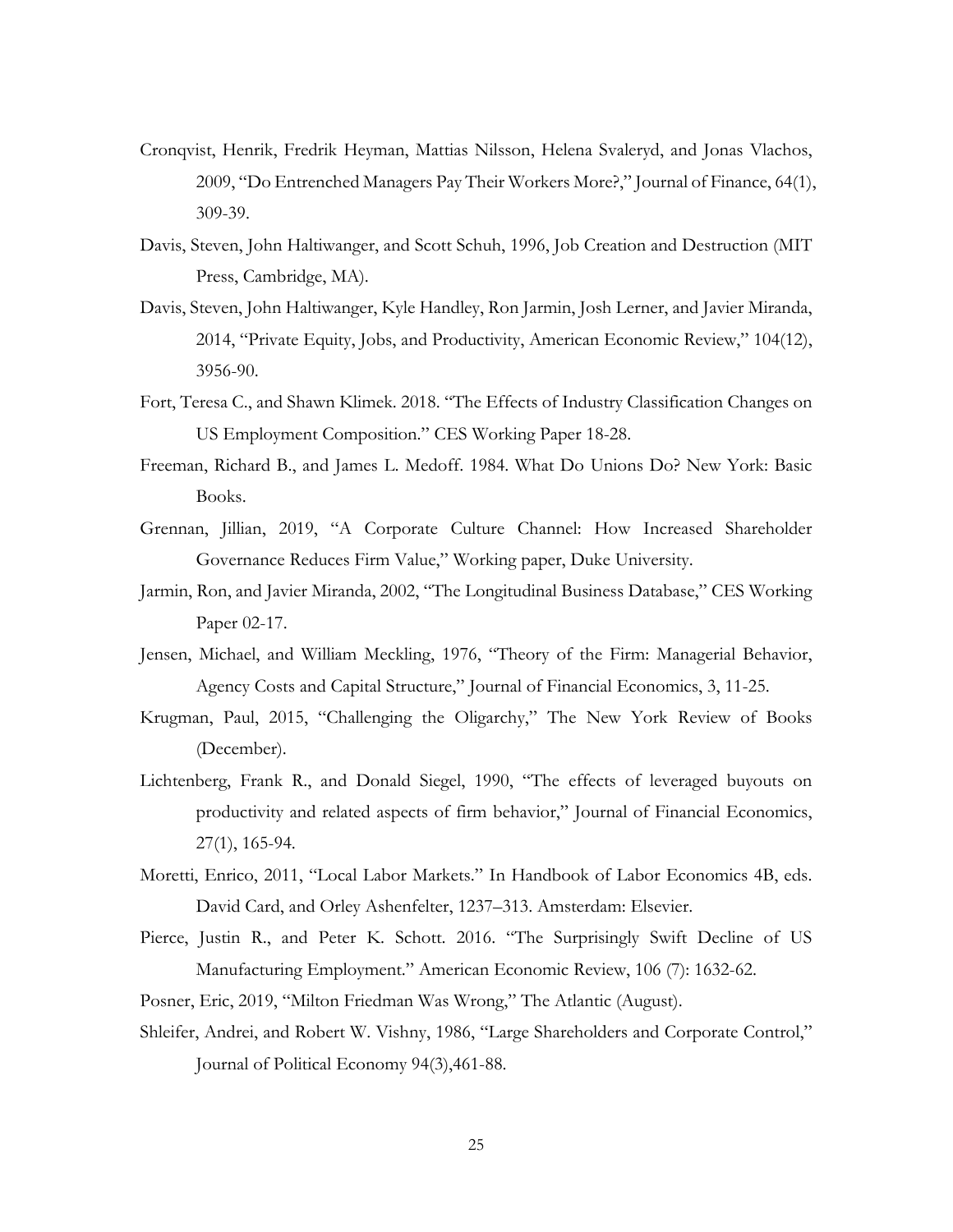Cronqvist, Henrik, Fredrik Heyman, Mattias Nilsson, Helena Svaleryd, and Jonas Vlachos, 2009, "Do Entrenched Managers Pay Their Workers More?," Journal of Finance, 64(1), 309-39.

Davis, Steven, John Haltiwanger, and Scott Schuh, 1996, Job Creation and Destruction (MIT Press, Cambridge, MA).

Davis, Steven, John Haltiwanger, Kyle Handley, Ron Jarmin, Josh Lerner, and Javier Miranda, 2014, "Private Equity, Jobs, and Productivity, American Economic Review," 104(12), 3956-90.

Fort, Teresa C., and Shawn Klimek. 2018. "The Effects of Industry Classification Changes on US Employment Composition." CES Working Paper 18-28.

Freeman, Richard B., and James L. Medoff. 1984. What Do Unions Do? New York: Basic Books.

Grennan, Jillian, 2019, "A Corporate Culture Channel: How Increased Shareholder Governance Reduces Firm Value," Working paper, Duke University.

Jarmin, Ron, and Javier Miranda, 2002, "The Longitudinal Business Database," CES Working Paper 02-17.

Jensen, Michael, and William Meckling, 1976, "Theory of the Firm: Managerial Behavior, Agency Costs and Capital Structure," Journal of Financial Economics, 3, 11-25.

Krugman, Paul, 2015, "Challenging the Oligarchy," The New York Review of Books (December).

Lichtenberg, Frank R., and Donald Siegel, 1990, "The effects of leveraged buyouts on productivity and related aspects of firm behavior," Journal of Financial Economics, 27(1), 165-94.

Moretti, Enrico, 2011, "Local Labor Markets." In Handbook of Labor Economics 4B, eds. David Card, and Orley Ashenfelter, 1237–313. Amsterdam: Elsevier.

Pierce, Justin R., and Peter K. Schott. 2016. "The Surprisingly Swift Decline of US Manufacturing Employment." American Economic Review, 106 (7): 1632-62.

Posner, Eric, 2019, "Milton Friedman Was Wrong," The Atlantic (August).

Shleifer, Andrei, and Robert W. Vishny, 1986, "Large Shareholders and Corporate Control," Journal of Political Economy 94(3),461-88.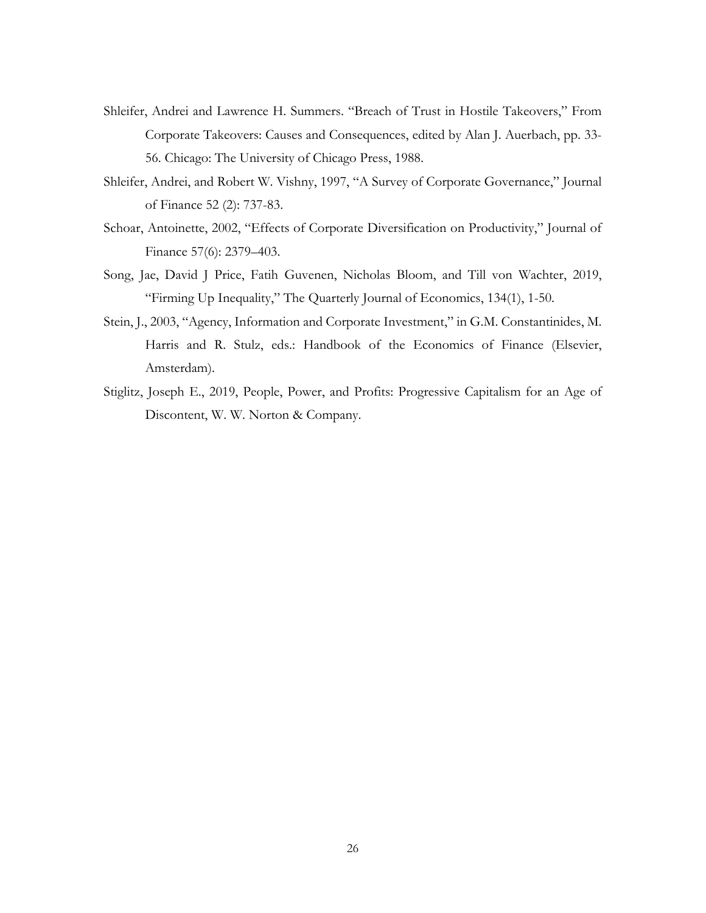Shleifer, Andrei and Lawrence H. Summers. "Breach of Trust in Hostile Takeovers," From Corporate Takeovers: Causes and Consequences, edited by Alan J. Auerbach, pp. 33-56. Chicago: The University of Chicago Press, 1988.

Shleifer, Andrei, and Robert W. Vishny, 1997, "A Survey of Corporate Governance," Journal of Finance 52 (2): 737-83.

Schoar, Antoinette, 2002, "Effects of Corporate Diversification on Productivity," Journal of Finance 57(6): 2379–403.

Song, Jae, David J Price, Fatih Guvenen, Nicholas Bloom, and Till von Wachter, 2019, "Firming Up Inequality," The Quarterly Journal of Economics, 134(1), 1-50.

Stein, J., 2003, "Agency, Information and Corporate Investment," in G.M. Constantinides, M. Harris and R. Stulz, eds.: Handbook of the Economics of Finance (Elsevier, Amsterdam).

Stiglitz, Joseph E., 2019, People, Power, and Profits: Progressive Capitalism for an Age of Discontent, W. W. Norton & Company.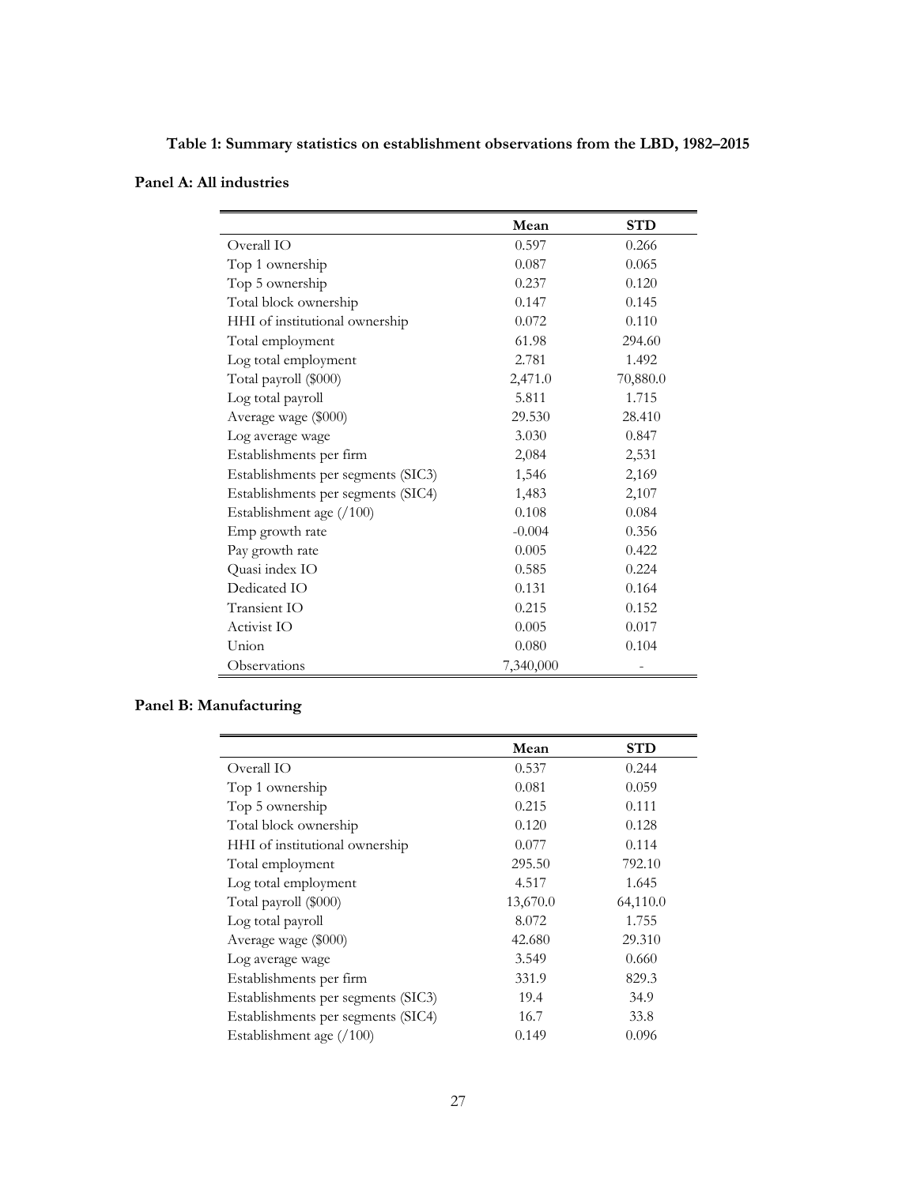**Table 1: Summary statistics on establishment observations from the LBD, 1982–2015**

**Panel A: All industries**

| | Mean | STD |
|---|---|---|
| Overall IO | 0.597 | 0.266 |
| Top 1 ownership | 0.087 | 0.065 |
| Top 5 ownership | 0.237 | 0.120 |
| Total block ownership | 0.147 | 0.145 |
| HHI of institutional ownership | 0.072 | 0.110 |
| Total employment | 61.98 | 294.60 |
| Log total employment | 2.781 | 1.492 |
| Total payroll ($000) | 2,471.0 | 70,880.0 |
| Log total payroll | 5.811 | 1.715 |
| Average wage ($000) | 29.530 | 28.410 |
| Log average wage | 3.030 | 0.847 |
| Establishments per firm | 2,084 | 2,531 |
| Establishments per segments (SIC3) | 1,546 | 2,169 |
| Establishments per segments (SIC4) | 1,483 | 2,107 |
| Establishment age (/100) | 0.108 | 0.084 |
| Emp growth rate | -0.004 | 0.356 |
| Pay growth rate | 0.005 | 0.422 |
| Quasi index IO | 0.585 | 0.224 |
| Dedicated IO | 0.131 | 0.164 |
| Transient IO | 0.215 | 0.152 |
| Activist IO | 0.005 | 0.017 |
| Union | 0.080 | 0.104 |
| Observations | 7,340,000 | - |

**Panel B: Manufacturing**

| | Mean | STD |
|---|---|---|
| Overall IO | 0.537 | 0.244 |
| Top 1 ownership | 0.081 | 0.059 |
| Top 5 ownership | 0.215 | 0.111 |
| Total block ownership | 0.120 | 0.128 |
| HHI of institutional ownership | 0.077 | 0.114 |
| Total employment | 295.50 | 792.10 |
| Log total employment | 4.517 | 1.645 |
| Total payroll ($000) | 13,670.0 | 64,110.0 |
| Log total payroll | 8.072 | 1.755 |
| Average wage ($000) | 42.680 | 29.310 |
| Log average wage | 3.549 | 0.660 |
| Establishments per firm | 331.9 | 829.3 |
| Establishments per segments (SIC3) | 19.4 | 34.9 |
| Establishments per segments (SIC4) | 16.7 | 33.8 |
| Establishment age (/100) | 0.149 | 0.096 |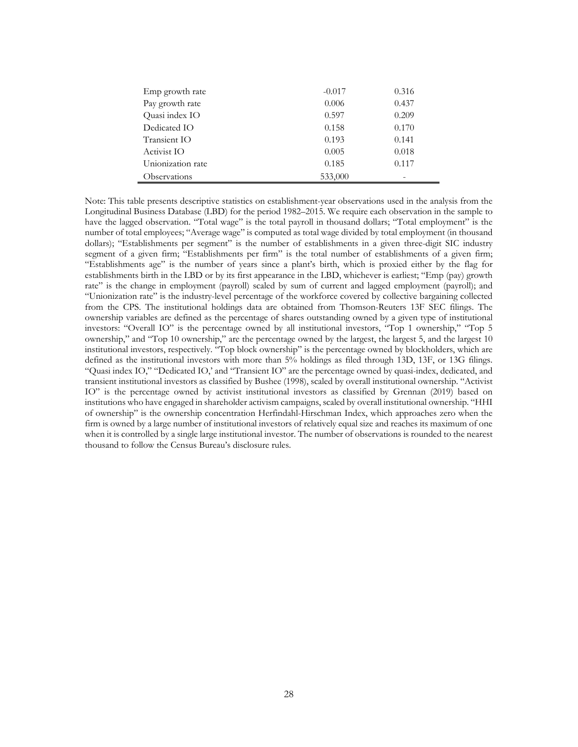| | | |
|---|---|---|
| Emp growth rate | -0.017 | 0.316 |
| Pay growth rate | 0.006 | 0.437 |
| Quasi index IO | 0.597 | 0.209 |
| Dedicated IO | 0.158 | 0.170 |
| Transient IO | 0.193 | 0.141 |
| Activist IO | 0.005 | 0.018 |
| Unionization rate | 0.185 | 0.117 |
| Observations | 533,000 | - |

Note: This table presents descriptive statistics on establishment-year observations used in the analysis from the Longitudinal Business Database (LBD) for the period 1982–2015. We require each observation in the sample to have the lagged observation. "Total wage" is the total payroll in thousand dollars; "Total employment" is the number of total employees; "Average wage" is computed as total wage divided by total employment (in thousand dollars); "Establishments per segment" is the number of establishments in a given three-digit SIC industry segment of a given firm; "Establishments per firm" is the total number of establishments of a given firm; "Establishments age" is the number of years since a plant's birth, which is proxied either by the flag for establishments birth in the LBD or by its first appearance in the LBD, whichever is earliest; "Emp (pay) growth rate" is the change in employment (payroll) scaled by sum of current and lagged employment (payroll); and "Unionization rate" is the industry-level percentage of the workforce covered by collective bargaining collected from the CPS. The institutional holdings data are obtained from Thomson-Reuters 13F SEC filings. The ownership variables are defined as the percentage of shares outstanding owned by a given type of institutional investors: "Overall IO" is the percentage owned by all institutional investors, "Top 1 ownership," "Top 5 ownership," and "Top 10 ownership," are the percentage owned by the largest, the largest 5, and the largest 10 institutional investors, respectively. "Top block ownership" is the percentage owned by blockholders, which are defined as the institutional investors with more than 5% holdings as filed through 13D, 13F, or 13G filings. "Quasi index IO," "Dedicated IO,' and "Transient IO" are the percentage owned by quasi-index, dedicated, and transient institutional investors as classified by Bushee (1998), scaled by overall institutional ownership. "Activist IO" is the percentage owned by activist institutional investors as classified by Grennan (2019) based on institutions who have engaged in shareholder activism campaigns, scaled by overall institutional ownership. "HHI of ownership" is the ownership concentration Herfindahl-Hirschman Index, which approaches zero when the firm is owned by a large number of institutional investors of relatively equal size and reaches its maximum of one when it is controlled by a single large institutional investor. The number of observations is rounded to the nearest thousand to follow the Census Bureau's disclosure rules.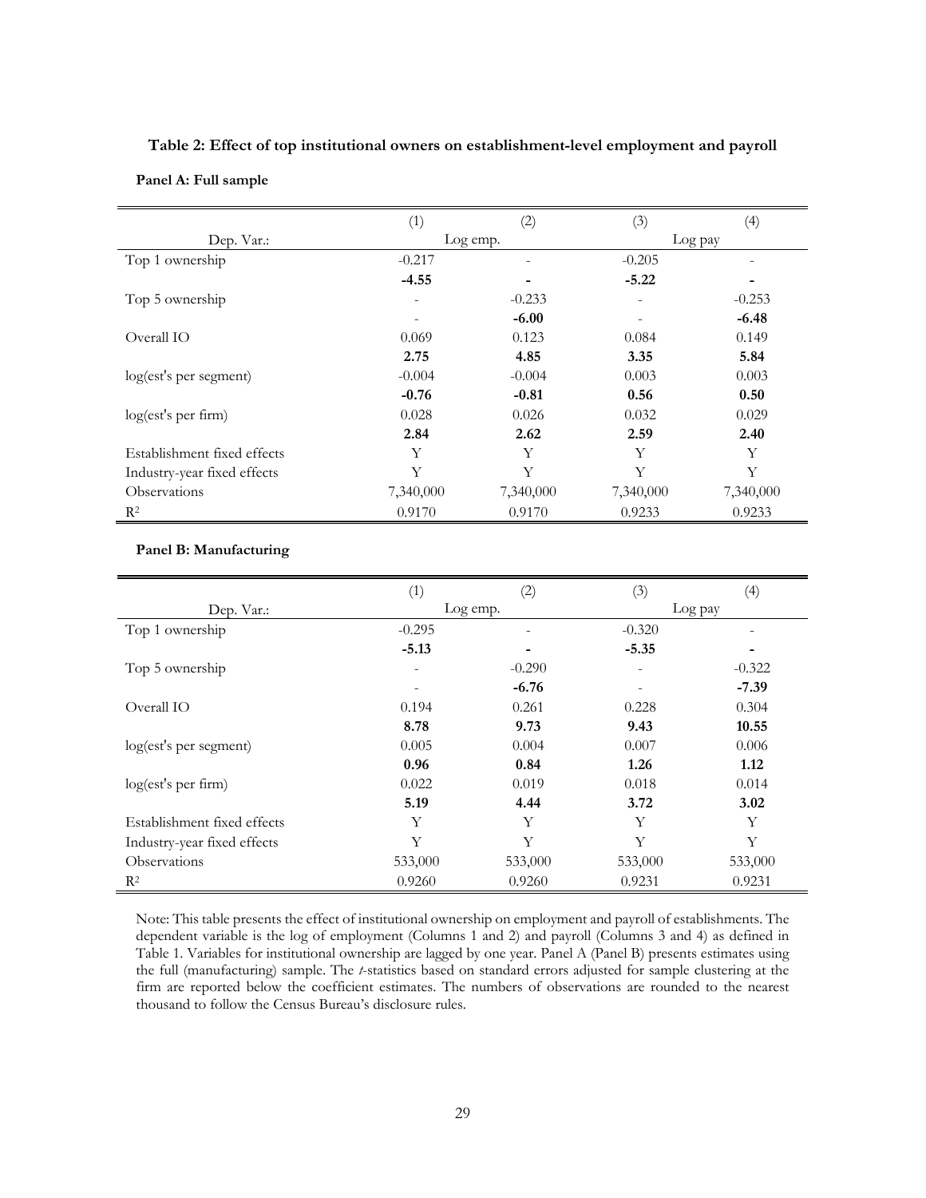**Table 2: Effect of top institutional owners on establishment-level employment and payroll**

**Panel A: Full sample**

| | (1) | (2) | (3) | (4) |
|---|---|---|---|---|
| Dep. Var.: | Log emp. | | Log pay | |
| Top 1 ownership | -0.217 | - | -0.205 | - |
| | **-4.55** | **-** | **-5.22** | **-** |
| Top 5 ownership | - | -0.233 | - | -0.253 |
| | - | **-6.00** | - | **-6.48** |
| Overall IO | 0.069 | 0.123 | 0.084 | 0.149 |
| | **2.75** | **4.85** | **3.35** | **5.84** |
| log(est's per segment) | -0.004 | -0.004 | 0.003 | 0.003 |
| | **-0.76** | **-0.81** | **0.56** | **0.50** |
| log(est's per firm) | 0.028 | 0.026 | 0.032 | 0.029 |
| | **2.84** | **2.62** | **2.59** | **2.40** |
| Establishment fixed effects | Y | Y | Y | Y |
| Industry-year fixed effects | Y | Y | Y | Y |
| Observations | 7,340,000 | 7,340,000 | 7,340,000 | 7,340,000 |
| $R^2$ | 0.9170 | 0.9170 | 0.9233 | 0.9233 |

**Panel B: Manufacturing**

| | (1) | (2) | (3) | (4) |
|---|---|---|---|---|
| Dep. Var.: | Log emp. | | Log pay | |
| Top 1 ownership | -0.295 | - | -0.320 | - |
| | **-5.13** | **-** | **-5.35** | **-** |
| Top 5 ownership | - | -0.290 | - | -0.322 |
| | - | **-6.76** | - | **-7.39** |
| Overall IO | 0.194 | 0.261 | 0.228 | 0.304 |
| | **8.78** | **9.73** | **9.43** | **10.55** |
| log(est's per segment) | 0.005 | 0.004 | 0.007 | 0.006 |
| | **0.96** | **0.84** | **1.26** | **1.12** |
| log(est's per firm) | 0.022 | 0.019 | 0.018 | 0.014 |
| | **5.19** | **4.44** | **3.72** | **3.02** |
| Establishment fixed effects | Y | Y | Y | Y |
| Industry-year fixed effects | Y | Y | Y | Y |
| Observations | 533,000 | 533,000 | 533,000 | 533,000 |
| $R^2$ | 0.9260 | 0.9260 | 0.9231 | 0.9231 |

Note: This table presents the effect of institutional ownership on employment and payroll of establishments. The dependent variable is the log of employment (Columns 1 and 2) and payroll (Columns 3 and 4) as defined in Table 1. Variables for institutional ownership are lagged by one year. Panel A (Panel B) presents estimates using the full (manufacturing) sample. The *t*-statistics based on standard errors adjusted for sample clustering at the firm are reported below the coefficient estimates. The numbers of observations are rounded to the nearest thousand to follow the Census Bureau's disclosure rules.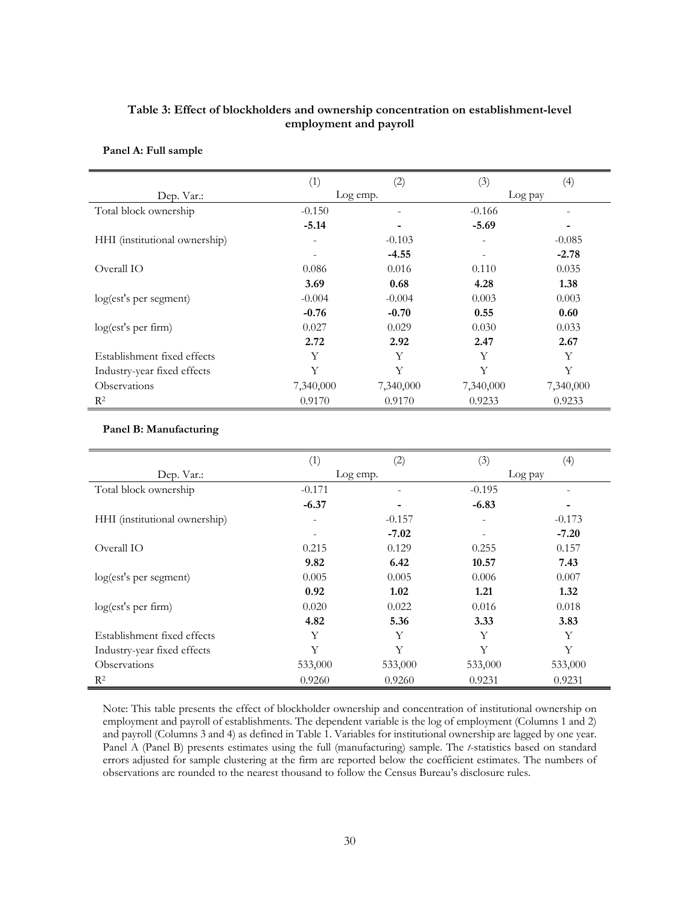**Table 3: Effect of blockholders and ownership concentration on establishment-level employment and payroll**

**Panel A: Full sample**

| | (1) | (2) | (3) | (4) |
|---|---|---|---|---|
| Dep. Var.: | Log emp. | | Log pay | |
| Total block ownership | -0.150 | - | -0.166 | - |
| | **-5.14** | **-** | **-5.69** | **-** |
| HHI (institutional ownership) | - | -0.103 | - | -0.085 |
| | - | **-4.55** | - | **-2.78** |
| Overall IO | 0.086 | 0.016 | 0.110 | 0.035 |
| | **3.69** | **0.68** | **4.28** | **1.38** |
| log(est's per segment) | -0.004 | -0.004 | 0.003 | 0.003 |
| | **-0.76** | **-0.70** | **0.55** | **0.60** |
| log(est's per firm) | 0.027 | 0.029 | 0.030 | 0.033 |
| | **2.72** | **2.92** | **2.47** | **2.67** |
| Establishment fixed effects | Y | Y | Y | Y |
| Industry-year fixed effects | Y | Y | Y | Y |
| Observations | 7,340,000 | 7,340,000 | 7,340,000 | 7,340,000 |
| $R^2$ | 0.9170 | 0.9170 | 0.9233 | 0.9233 |

**Panel B: Manufacturing**

| | (1) | (2) | (3) | (4) |
|---|---|---|---|---|
| Dep. Var.: | Log emp. | | Log pay | |
| Total block ownership | -0.171 | - | -0.195 | - |
| | **-6.37** | **-** | **-6.83** | **-** |
| HHI (institutional ownership) | - | -0.157 | - | -0.173 |
| | - | **-7.02** | - | **-7.20** |
| Overall IO | 0.215 | 0.129 | 0.255 | 0.157 |
| | **9.82** | **6.42** | **10.57** | **7.43** |
| log(est's per segment) | 0.005 | 0.005 | 0.006 | 0.007 |
| | **0.92** | **1.02** | **1.21** | **1.32** |
| log(est's per firm) | 0.020 | 0.022 | 0.016 | 0.018 |
| | **4.82** | **5.36** | **3.33** | **3.83** |
| Establishment fixed effects | Y | Y | Y | Y |
| Industry-year fixed effects | Y | Y | Y | Y |
| Observations | 533,000 | 533,000 | 533,000 | 533,000 |
| $R^2$ | 0.9260 | 0.9260 | 0.9231 | 0.9231 |

Note: This table presents the effect of blockholder ownership and concentration of institutional ownership on employment and payroll of establishments. The dependent variable is the log of employment (Columns 1 and 2) and payroll (Columns 3 and 4) as defined in Table 1. Variables for institutional ownership are lagged by one year. Panel A (Panel B) presents estimates using the full (manufacturing) sample. The *t*-statistics based on standard errors adjusted for sample clustering at the firm are reported below the coefficient estimates. The numbers of observations are rounded to the nearest thousand to follow the Census Bureau's disclosure rules.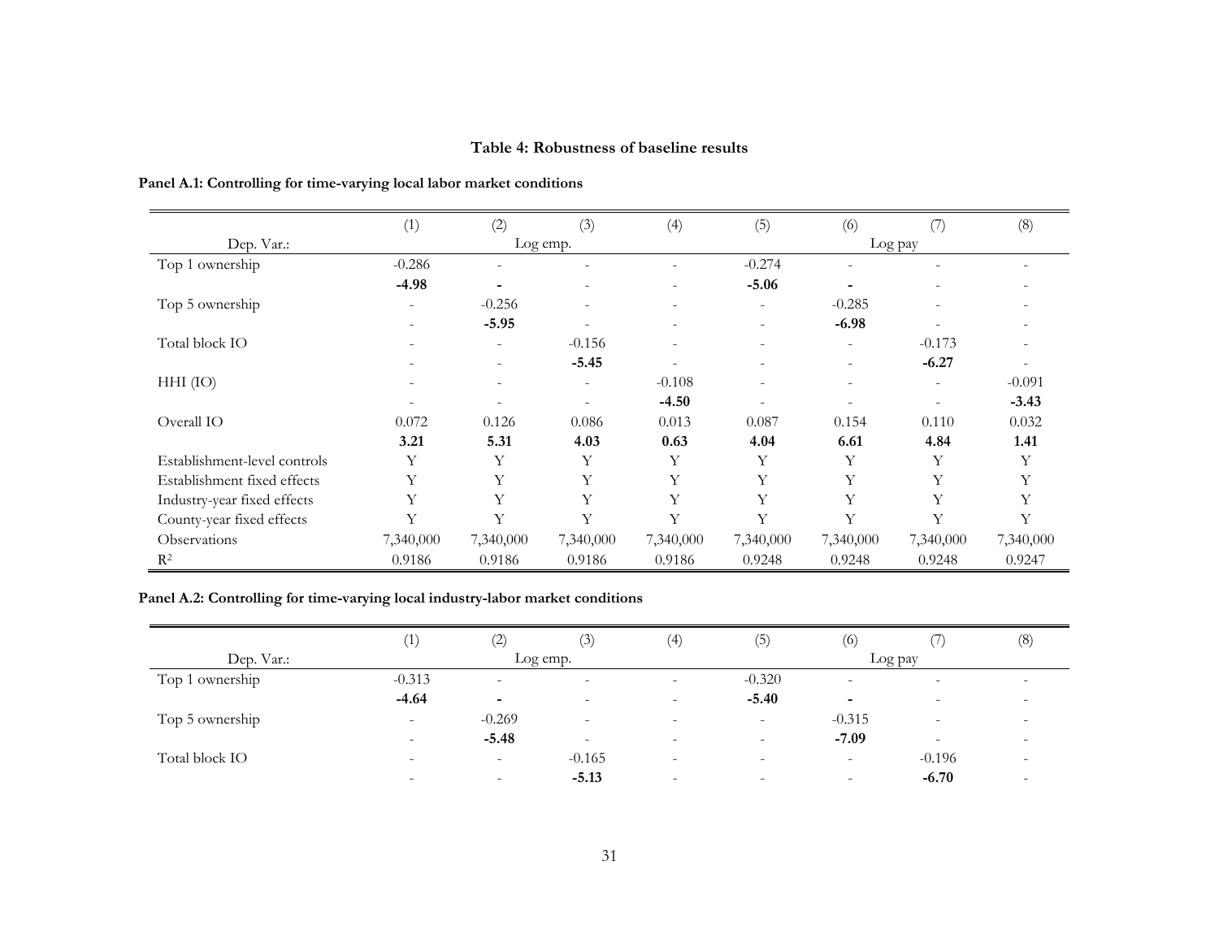**Table 4: Robustness of baseline results**

**Panel A.1: Controlling for time-varying local labor market conditions**

| | (1) | (2) | (3) | (4) | (5) | (6) | (7) | (8) |
|---|---|---|---|---|---|---|---|---|
| Dep. Var.: | Log emp. | | | | Log pay | | | |
| Top 1 ownership | -0.286 | - | - | - | -0.274 | - | - | - |
| | **-4.98** | **-** | - | - | **-5.06** | **-** | - | - |
| Top 5 ownership | - | -0.256 | - | - | - | -0.285 | - | - |
| | - | **-5.95** | - | - | - | **-6.98** | - | - |
| Total block IO | - | - | -0.156 | - | - | - | -0.173 | - |
| | - | - | **-5.45** | - | - | - | **-6.27** | - |
| HHI (IO) | - | - | - | -0.108 | - | - | - | -0.091 |
| | - | - | - | **-4.50** | - | - | - | **-3.43** |
| Overall IO | 0.072 | 0.126 | 0.086 | 0.013 | 0.087 | 0.154 | 0.110 | 0.032 |
| | **3.21** | **5.31** | **4.03** | **0.63** | **4.04** | **6.61** | **4.84** | **1.41** |
| Establishment-level controls | Y | Y | Y | Y | Y | Y | Y | Y |
| Establishment fixed effects | Y | Y | Y | Y | Y | Y | Y | Y |
| Industry-year fixed effects | Y | Y | Y | Y | Y | Y | Y | Y |
| County-year fixed effects | Y | Y | Y | Y | Y | Y | Y | Y |
| Observations | 7,340,000 | 7,340,000 | 7,340,000 | 7,340,000 | 7,340,000 | 7,340,000 | 7,340,000 | 7,340,000 |
| $R^2$ | 0.9186 | 0.9186 | 0.9186 | 0.9186 | 0.9248 | 0.9248 | 0.9248 | 0.9247 |

**Panel A.2: Controlling for time-varying local industry-labor market conditions**

| | (1) | (2) | (3) | (4) | (5) | (6) | (7) | (8) |
|---|---|---|---|---|---|---|---|---|
| Dep. Var.: | Log emp. | | | | Log pay | | | |
| Top 1 ownership | -0.313 | - | - | - | -0.320 | - | - | - |
| | **-4.64** | **-** | - | - | **-5.40** | **-** | - | - |
| Top 5 ownership | - | -0.269 | - | - | - | -0.315 | - | - |
| | - | **-5.48** | - | - | - | **-7.09** | - | - |
| Total block IO | - | - | -0.165 | - | - | - | -0.196 | - |
| | - | - | **-5.13** | - | - | - | **-6.70** | - |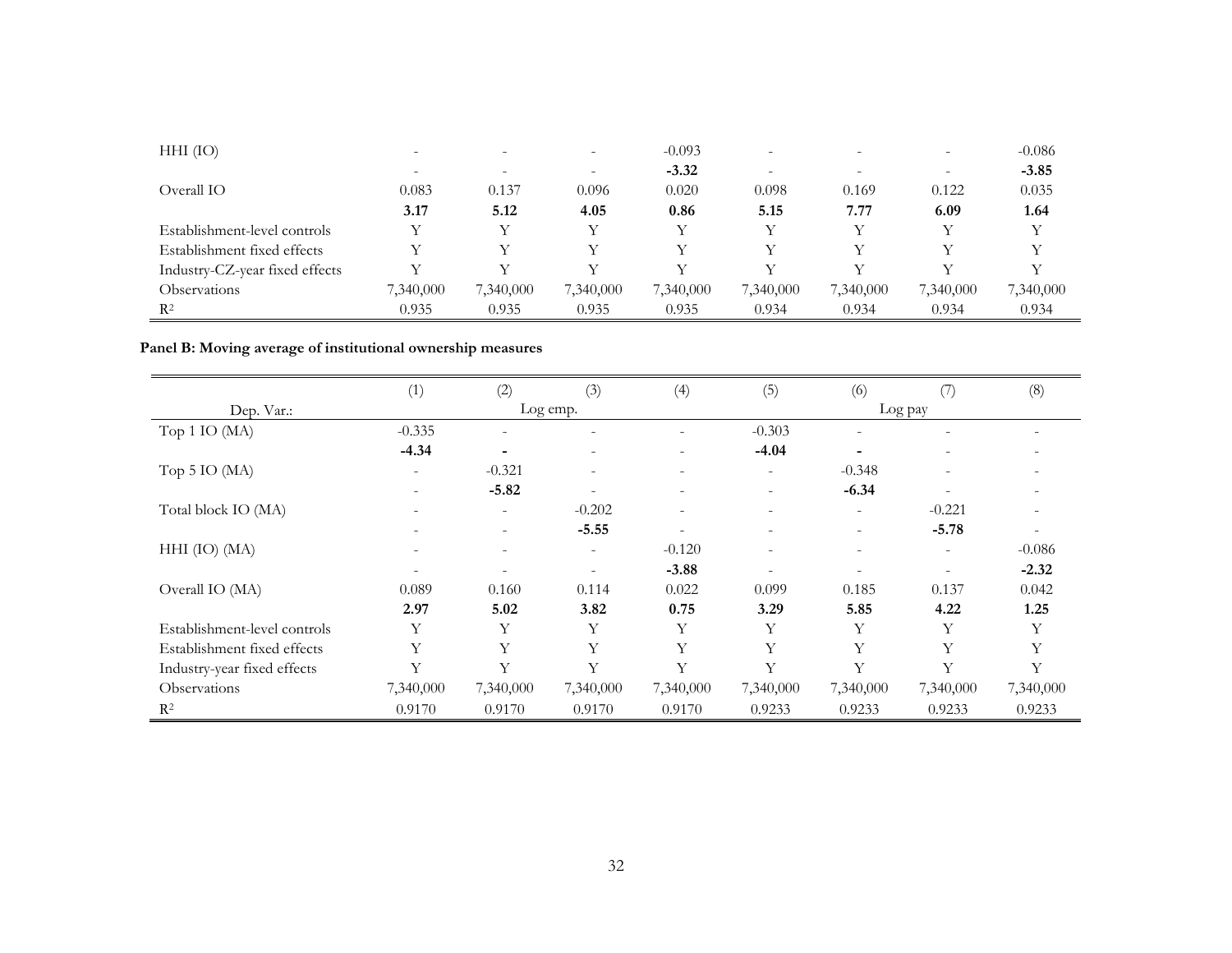| | | | | | | | | |
|---|---|---|---|---|---|---|---|---|
| HHI (IO) | - | - | - | -0.093 | - | - | - | -0.086 |
| | - | - | - | **-3.32** | - | - | - | **-3.85** |
| Overall IO | 0.083 | 0.137 | 0.096 | 0.020 | 0.098 | 0.169 | 0.122 | 0.035 |
| | **3.17** | **5.12** | **4.05** | **0.86** | **5.15** | **7.77** | **6.09** | **1.64** |
| Establishment-level controls | Y | Y | Y | Y | Y | Y | Y | Y |
| Establishment fixed effects | Y | Y | Y | Y | Y | Y | Y | Y |
| Industry-CZ-year fixed effects | Y | Y | Y | Y | Y | Y | Y | Y |
| Observations | 7,340,000 | 7,340,000 | 7,340,000 | 7,340,000 | 7,340,000 | 7,340,000 | 7,340,000 | 7,340,000 |
| $R^2$ | 0.935 | 0.935 | 0.935 | 0.935 | 0.934 | 0.934 | 0.934 | 0.934 |

**Panel B: Moving average of institutional ownership measures**

| | (1) | (2) | (3) | (4) | (5) | (6) | (7) | (8) |
|---|---|---|---|---|---|---|---|---|
| Dep. Var.: | Log emp. | | | | Log pay | | | |
| Top 1 IO (MA) | -0.335 | - | - | - | -0.303 | - | - | - |
| | **-4.34** | - | - | - | **-4.04** | - | - | - |
| Top 5 IO (MA) | - | -0.321 | - | - | - | -0.348 | - | - |
| | - | **-5.82** | - | - | - | **-6.34** | - | - |
| Total block IO (MA) | - | - | -0.202 | - | - | - | -0.221 | - |
| | - | - | **-5.55** | - | - | - | **-5.78** | - |
| HHI (IO) (MA) | - | - | - | -0.120 | - | - | - | -0.086 |
| | - | - | - | **-3.88** | - | - | - | **-2.32** |
| Overall IO (MA) | 0.089 | 0.160 | 0.114 | 0.022 | 0.099 | 0.185 | 0.137 | 0.042 |
| | **2.97** | **5.02** | **3.82** | **0.75** | **3.29** | **5.85** | **4.22** | **1.25** |
| Establishment-level controls | Y | Y | Y | Y | Y | Y | Y | Y |
| Establishment fixed effects | Y | Y | Y | Y | Y | Y | Y | Y |
| Industry-year fixed effects | Y | Y | Y | Y | Y | Y | Y | Y |
| Observations | 7,340,000 | 7,340,000 | 7,340,000 | 7,340,000 | 7,340,000 | 7,340,000 | 7,340,000 | 7,340,000 |
| $R^2$ | 0.9170 | 0.9170 | 0.9170 | 0.9170 | 0.9233 | 0.9233 | 0.9233 | 0.9233 |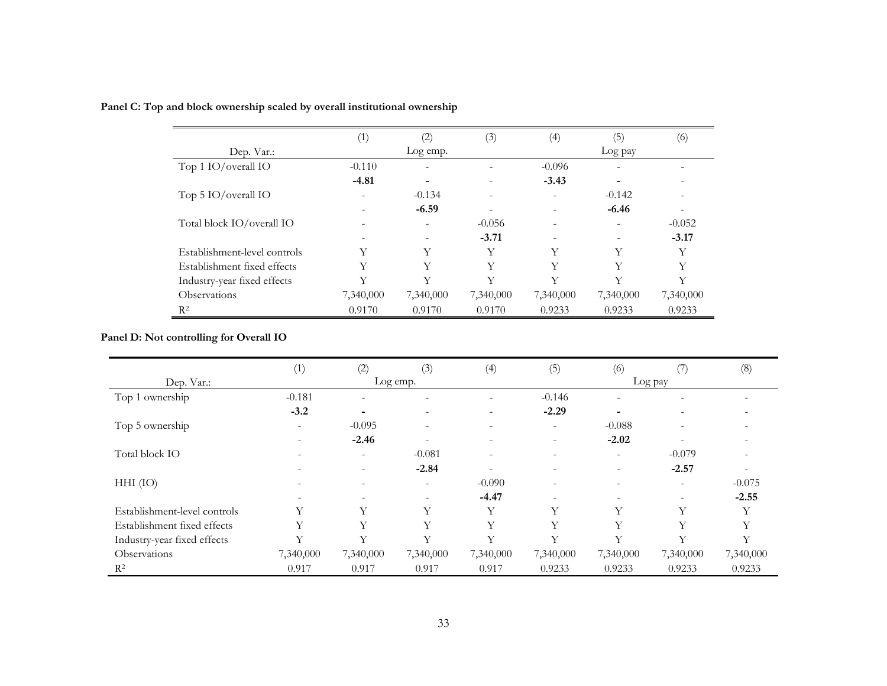**Panel C: Top and block ownership scaled by overall institutional ownership**

| | (1) | (2) | (3) | (4) | (5) | (6) |
|---|---|---|---|---|---|---|
| Dep. Var.: | | Log emp. | | | Log pay | |
| Top 1 IO/overall IO | -0.110 | - | - | -0.096 | - | - |
| | **-4.81** | **-** | - | **-3.43** | **-** | - |
| Top 5 IO/overall IO | - | -0.134 | - | - | -0.142 | - |
| | - | **-6.59** | - | - | **-6.46** | - |
| Total block IO/overall IO | - | - | -0.056 | - | - | -0.052 |
| | - | - | **-3.71** | - | - | **-3.17** |
| Establishment-level controls | Y | Y | Y | Y | Y | Y |
| Establishment fixed effects | Y | Y | Y | Y | Y | Y |
| Industry-year fixed effects | Y | Y | Y | Y | Y | Y |
| Observations | 7,340,000 | 7,340,000 | 7,340,000 | 7,340,000 | 7,340,000 | 7,340,000 |
| $R^2$ | 0.9170 | 0.9170 | 0.9170 | 0.9233 | 0.9233 | 0.9233 |

**Panel D: Not controlling for Overall IO**

| | (1) | (2) | (3) | (4) | (5) | (6) | (7) | (8) |
|---|---|---|---|---|---|---|---|---|
| Dep. Var.: | | Log emp. | | | | Log pay | | |
| Top 1 ownership | -0.181 | - | - | - | -0.146 | - | - | - |
| | **-3.2** | **-** | - | - | **-2.29** | **-** | - | - |
| Top 5 ownership | - | -0.095 | - | - | - | -0.088 | - | - |
| | - | **-2.46** | - | - | - | **-2.02** | - | - |
| Total block IO | - | - | -0.081 | - | - | - | -0.079 | - |
| | - | - | **-2.84** | - | - | - | **-2.57** | - |
| HHI (IO) | - | - | - | -0.090 | - | - | - | -0.075 |
| | - | - | - | **-4.47** | - | - | - | **-2.55** |
| Establishment-level controls | Y | Y | Y | Y | Y | Y | Y | Y |
| Establishment fixed effects | Y | Y | Y | Y | Y | Y | Y | Y |
| Industry-year fixed effects | Y | Y | Y | Y | Y | Y | Y | Y |
| Observations | 7,340,000 | 7,340,000 | 7,340,000 | 7,340,000 | 7,340,000 | 7,340,000 | 7,340,000 | 7,340,000 |
| $R^2$ | 0.917 | 0.917 | 0.917 | 0.917 | 0.9233 | 0.9233 | 0.9233 | 0.9233 |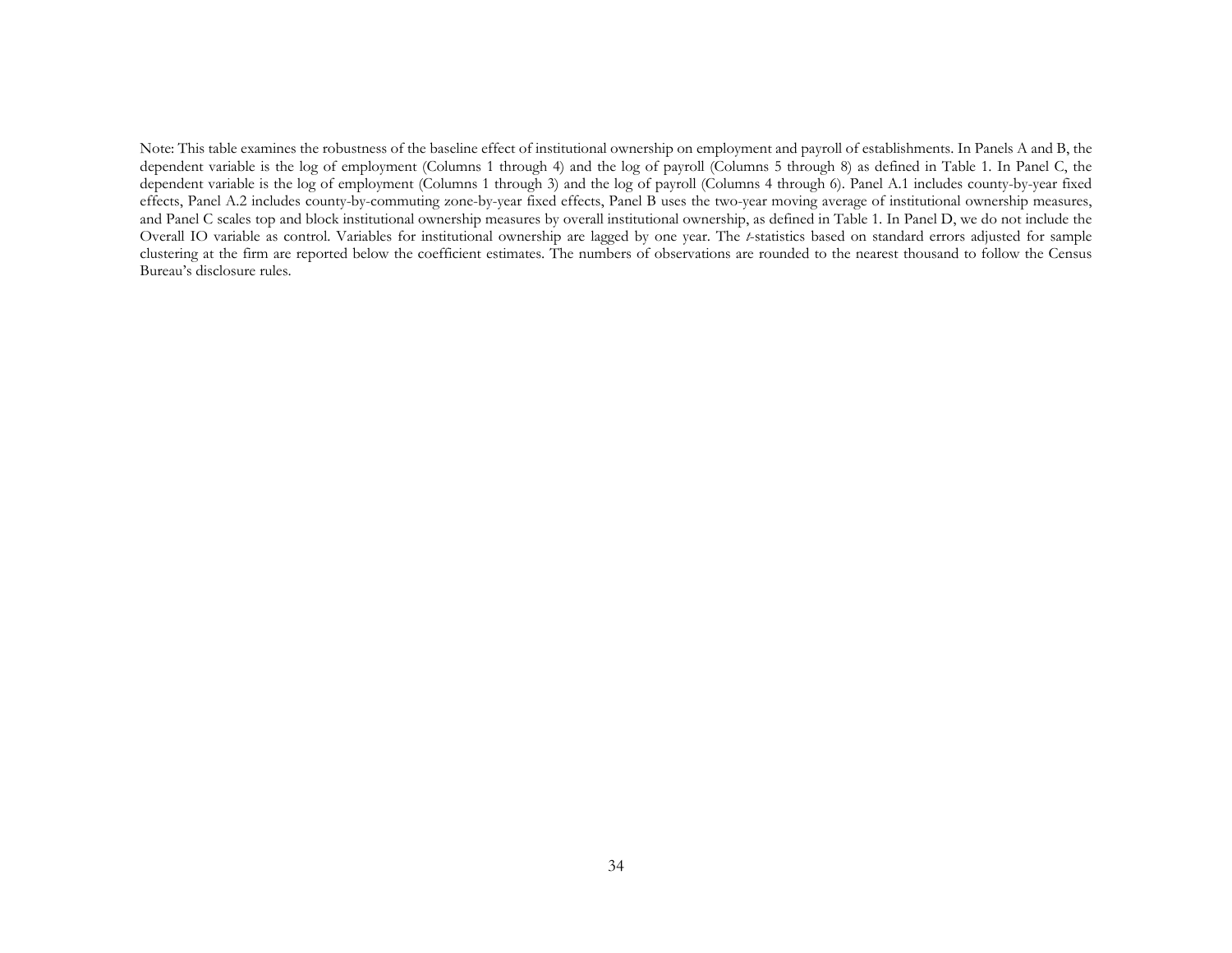Note: This table examines the robustness of the baseline effect of institutional ownership on employment and payroll of establishments. In Panels A and B, the dependent variable is the log of employment (Columns 1 through 4) and the log of payroll (Columns 5 through 8) as defined in Table 1. In Panel C, the dependent variable is the log of employment (Columns 1 through 3) and the log of payroll (Columns 4 through 6). Panel A.1 includes county-by-year fixed effects, Panel A.2 includes county-by-commuting zone-by-year fixed effects, Panel B uses the two-year moving average of institutional ownership measures, and Panel C scales top and block institutional ownership measures by overall institutional ownership, as defined in Table 1. In Panel D, we do not include the Overall IO variable as control. Variables for institutional ownership are lagged by one year. The *t*-statistics based on standard errors adjusted for sample clustering at the firm are reported below the coefficient estimates. The numbers of observations are rounded to the nearest thousand to follow the Census Bureau's disclosure rules.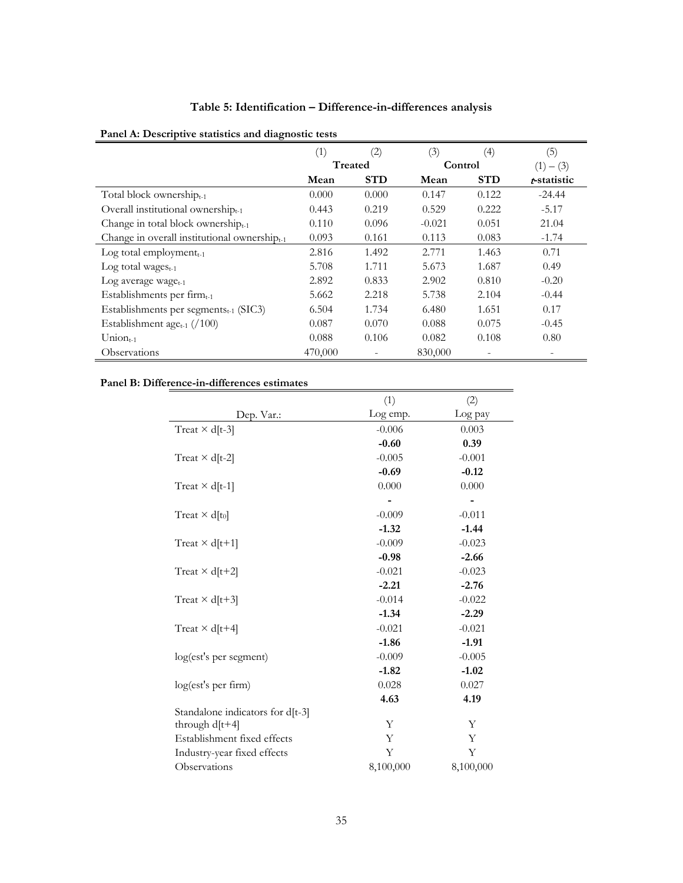## Table 5: Identification – Difference-in-differences analysis

**Panel A: Descriptive statistics and diagnostic tests**

| | (1) | (2) | (3) | (4) | (5) |
|---|---|---|---|---|---|
| | Treated | | Control | | (1) – (3) |
| | **Mean** | **STD** | **Mean** | **STD** | ***t*-statistic** |
| Total block ownership$_{t-1}$ | 0.000 | 0.000 | 0.147 | 0.122 | -24.44 |
| Overall institutional ownership$_{t-1}$ | 0.443 | 0.219 | 0.529 | 0.222 | -5.17 |
| Change in total block ownership$_{t-1}$ | 0.110 | 0.096 | -0.021 | 0.051 | 21.04 |
| Change in overall institutional ownership$_{t-1}$ | 0.093 | 0.161 | 0.113 | 0.083 | -1.74 |
| Log total employment$_{t-1}$ | 2.816 | 1.492 | 2.771 | 1.463 | 0.71 |
| Log total wages$_{t-1}$ | 5.708 | 1.711 | 5.673 | 1.687 | 0.49 |
| Log average wage$_{t-1}$ | 2.892 | 0.833 | 2.902 | 0.810 | -0.20 |
| Establishments per firm$_{t-1}$ | 5.662 | 2.218 | 5.738 | 2.104 | -0.44 |
| Establishments per segments$_{t-1}$ (SIC3) | 6.504 | 1.734 | 6.480 | 1.651 | 0.17 |
| Establishment age$_{t-1}$ (/100) | 0.087 | 0.070 | 0.088 | 0.075 | -0.45 |
| Union$_{t-1}$ | 0.088 | 0.106 | 0.082 | 0.108 | 0.80 |
| Observations | 470,000 | - | 830,000 | - | - |

**Panel B: Difference-in-differences estimates**

| | (1) | (2) |
|---|---|---|
| Dep. Var.: | Log emp. | Log pay |
| Treat × d[t-3] | -0.006 | 0.003 |
| | **-0.60** | **0.39** |
| Treat × d[t-2] | -0.005 | -0.001 |
| | **-0.69** | **-0.12** |
| Treat × d[t-1] | 0.000 | 0.000 |
| | **-** | **-** |
| Treat × d[t$_0$] | -0.009 | -0.011 |
| | **-1.32** | **-1.44** |
| Treat × d[t+1] | -0.009 | -0.023 |
| | **-0.98** | **-2.66** |
| Treat × d[t+2] | -0.021 | -0.023 |
| | **-2.21** | **-2.76** |
| Treat × d[t+3] | -0.014 | -0.022 |
| | **-1.34** | **-2.29** |
| Treat × d[t+4] | -0.021 | -0.021 |
| | **-1.86** | **-1.91** |
| log(est's per segment) | -0.009 | -0.005 |
| | **-1.82** | **-1.02** |
| log(est's per firm) | 0.028 | 0.027 |
| | **4.63** | **4.19** |
| Standalone indicators for d[t-3] through d[t+4] | Y | Y |
| Establishment fixed effects | Y | Y |
| Industry-year fixed effects | Y | Y |
| Observations | 8,100,000 | 8,100,000 |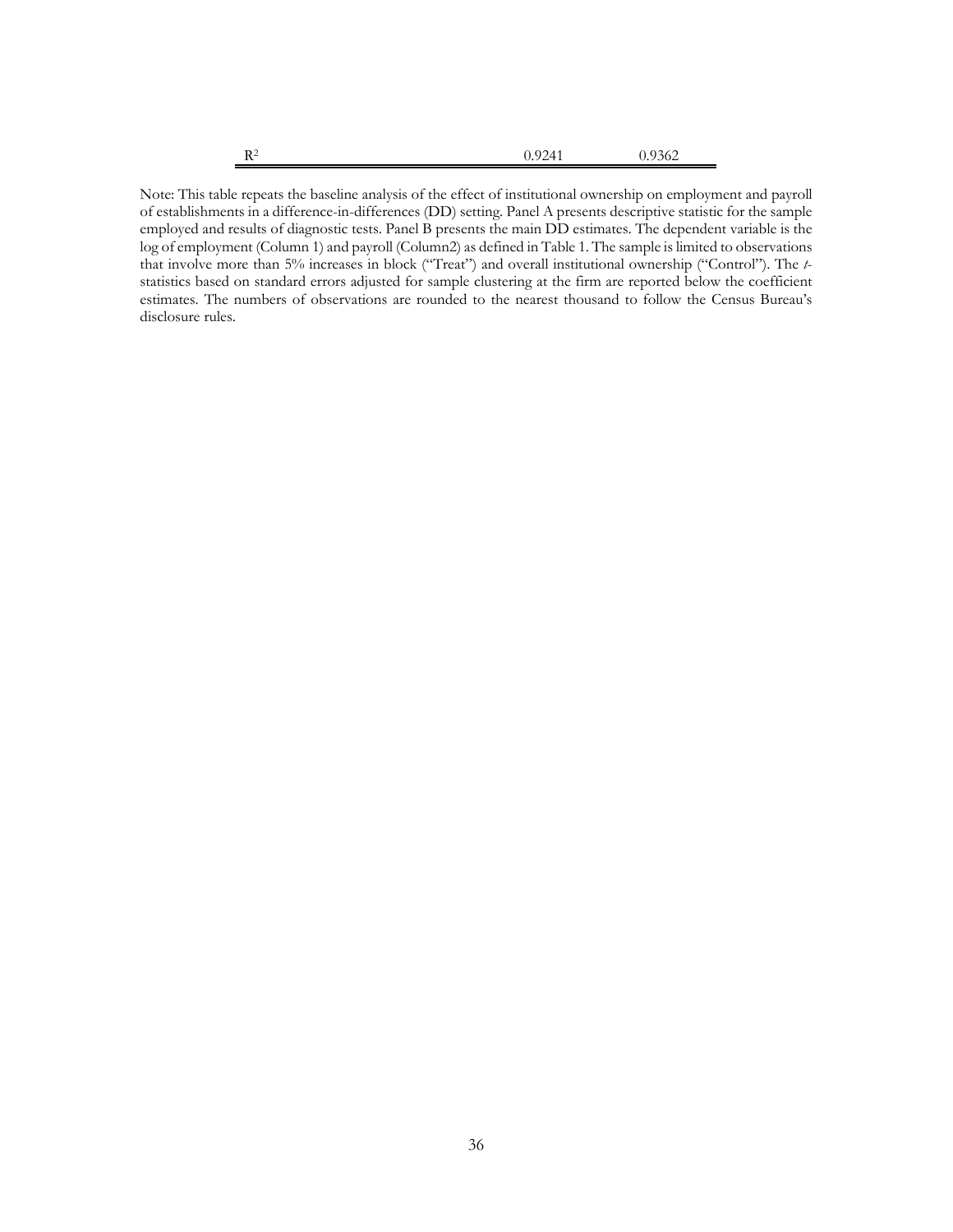| | | |
|---|---|---|
| $R^2$ | 0.9241 | 0.9362 |

Note: This table repeats the baseline analysis of the effect of institutional ownership on employment and payroll of establishments in a difference-in-differences (DD) setting. Panel A presents descriptive statistic for the sample employed and results of diagnostic tests. Panel B presents the main DD estimates. The dependent variable is the log of employment (Column 1) and payroll (Column2) as defined in Table 1. The sample is limited to observations that involve more than 5% increases in block ("Treat") and overall institutional ownership ("Control"). The *t*-statistics based on standard errors adjusted for sample clustering at the firm are reported below the coefficient estimates. The numbers of observations are rounded to the nearest thousand to follow the Census Bureau's disclosure rules.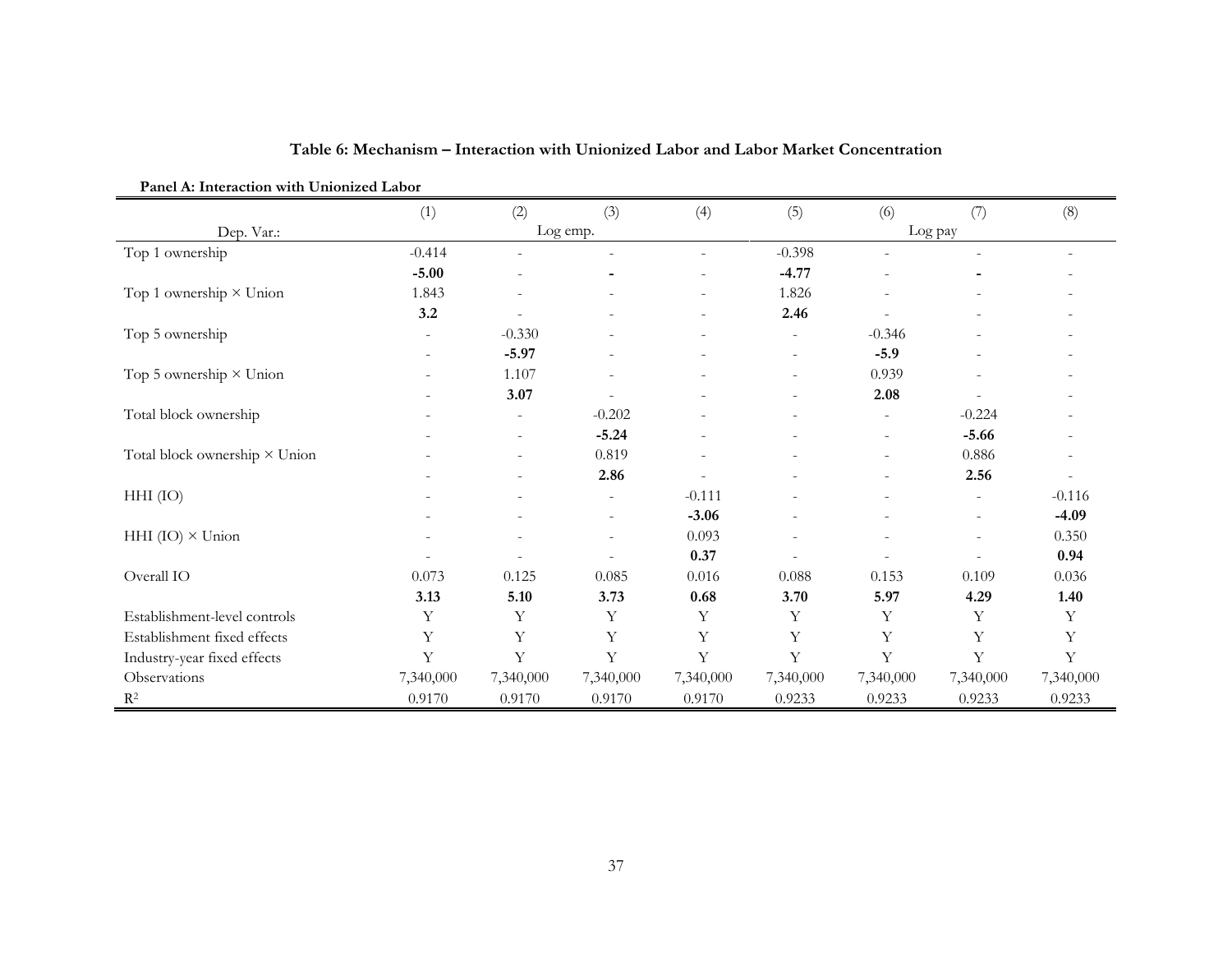**Table 6: Mechanism – Interaction with Unionized Labor and Labor Market Concentration**

**Panel A: Interaction with Unionized Labor**

| | (1) | (2) | (3) | (4) | (5) | (6) | (7) | (8) |
|---|---|---|---|---|---|---|---|---|
| Dep. Var.: | Log emp. | | | | Log pay | | | |
| Top 1 ownership | -0.414 | - | - | - | -0.398 | - | - | - |
| | **-5.00** | - | - | - | **-4.77** | - | - | - |
| Top 1 ownership × Union | 1.843 | - | - | - | 1.826 | - | - | - |
| | **3.2** | - | - | - | **2.46** | - | - | - |
| Top 5 ownership | - | -0.330 | - | - | - | -0.346 | - | - |
| | - | **-5.97** | - | - | - | **-5.9** | - | - |
| Top 5 ownership × Union | - | 1.107 | - | - | - | 0.939 | - | - |
| | - | **3.07** | - | - | - | **2.08** | - | - |
| Total block ownership | - | - | -0.202 | - | - | - | -0.224 | - |
| | - | - | **-5.24** | - | - | - | **-5.66** | - |
| Total block ownership × Union | - | - | 0.819 | - | - | - | 0.886 | - |
| | - | - | **2.86** | - | - | - | **2.56** | - |
| HHI (IO) | - | - | - | -0.111 | - | - | - | -0.116 |
| | - | - | - | **-3.06** | - | - | - | **-4.09** |
| HHI (IO) × Union | - | - | - | 0.093 | - | - | - | 0.350 |
| | - | - | - | **0.37** | - | - | - | **0.94** |
| Overall IO | 0.073 | 0.125 | 0.085 | 0.016 | 0.088 | 0.153 | 0.109 | 0.036 |
| | **3.13** | **5.10** | **3.73** | **0.68** | **3.70** | **5.97** | **4.29** | **1.40** |
| Establishment-level controls | Y | Y | Y | Y | Y | Y | Y | Y |
| Establishment fixed effects | Y | Y | Y | Y | Y | Y | Y | Y |
| Industry-year fixed effects | Y | Y | Y | Y | Y | Y | Y | Y |
| Observations | 7,340,000 | 7,340,000 | 7,340,000 | 7,340,000 | 7,340,000 | 7,340,000 | 7,340,000 | 7,340,000 |
| $R^2$ | 0.9170 | 0.9170 | 0.9170 | 0.9170 | 0.9233 | 0.9233 | 0.9233 | 0.9233 |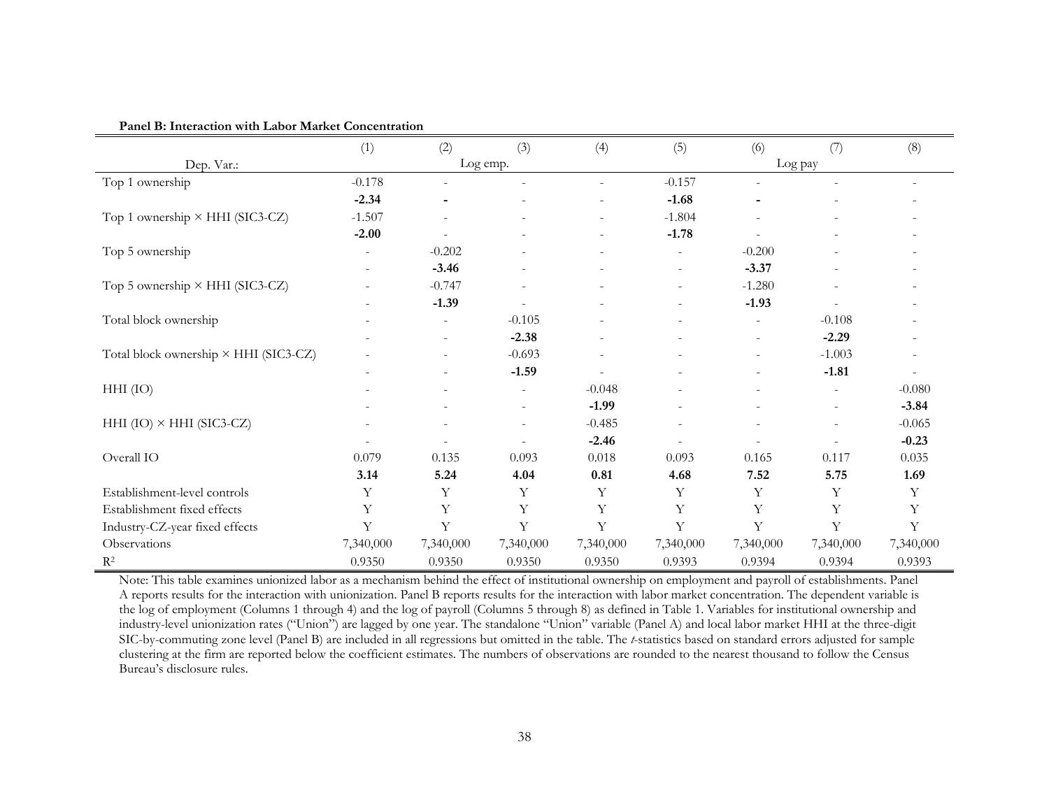**Panel B: Interaction with Labor Market Concentration**

| | (1) | (2) | (3) | (4) | (5) | (6) | (7) | (8) |
|---|---|---|---|---|---|---|---|---|
| Dep. Var.: | | Log emp. | | | | Log pay | | |
| Top 1 ownership | -0.178 | - | - | - | -0.157 | - | - | - |
| | **-2.34** | **-** | - | - | **-1.68** | **-** | - | - |
| Top 1 ownership × HHI (SIC3-CZ) | -1.507 | - | - | - | -1.804 | - | - | - |
| | **-2.00** | - | - | - | **-1.78** | - | - | - |
| Top 5 ownership | - | -0.202 | - | - | - | -0.200 | - | - |
| | - | **-3.46** | - | - | - | **-3.37** | - | - |
| Top 5 ownership × HHI (SIC3-CZ) | - | -0.747 | - | - | - | -1.280 | - | - |
| | - | **-1.39** | - | - | - | **-1.93** | - | - |
| Total block ownership | - | - | -0.105 | - | - | - | -0.108 | - |
| | - | - | **-2.38** | - | - | - | **-2.29** | - |
| Total block ownership × HHI (SIC3-CZ) | - | - | -0.693 | - | - | - | -1.003 | - |
| | - | - | **-1.59** | - | - | - | **-1.81** | - |
| HHI (IO) | - | - | - | -0.048 | - | - | - | -0.080 |
| | - | - | - | **-1.99** | - | - | - | **-3.84** |
| HHI (IO) × HHI (SIC3-CZ) | - | - | - | -0.485 | - | - | - | -0.065 |
| | - | - | - | **-2.46** | - | - | - | **-0.23** |
| Overall IO | 0.079 | 0.135 | 0.093 | 0.018 | 0.093 | 0.165 | 0.117 | 0.035 |
| | **3.14** | **5.24** | **4.04** | **0.81** | **4.68** | **7.52** | **5.75** | **1.69** |
| Establishment-level controls | Y | Y | Y | Y | Y | Y | Y | Y |
| Establishment fixed effects | Y | Y | Y | Y | Y | Y | Y | Y |
| Industry-CZ-year fixed effects | Y | Y | Y | Y | Y | Y | Y | Y |
| Observations | 7,340,000 | 7,340,000 | 7,340,000 | 7,340,000 | 7,340,000 | 7,340,000 | 7,340,000 | 7,340,000 |
| $R^2$ | 0.9350 | 0.9350 | 0.9350 | 0.9350 | 0.9393 | 0.9394 | 0.9394 | 0.9393 |

Note: This table examines unionized labor as a mechanism behind the effect of institutional ownership on employment and payroll of establishments. Panel A reports results for the interaction with unionization. Panel B reports results for the interaction with labor market concentration. The dependent variable is the log of employment (Columns 1 through 4) and the log of payroll (Columns 5 through 8) as defined in Table 1. Variables for institutional ownership and industry-level unionization rates ("Union") are lagged by one year. The standalone "Union" variable (Panel A) and local labor market HHI at the three-digit SIC-by-commuting zone level (Panel B) are included in all regressions but omitted in the table. The *t*-statistics based on standard errors adjusted for sample clustering at the firm are reported below the coefficient estimates. The numbers of observations are rounded to the nearest thousand to follow the Census Bureau's disclosure rules.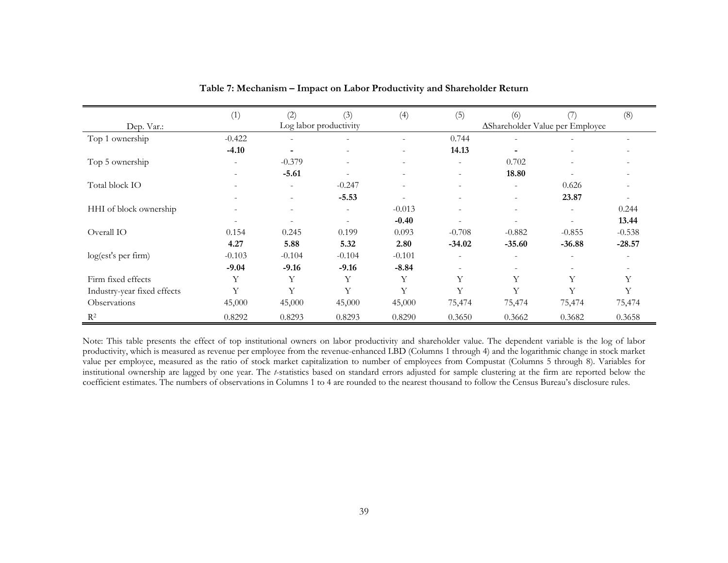**Table 7: Mechanism – Impact on Labor Productivity and Shareholder Return**

| | (1) | (2) | (3) | (4) | (5) | (6) | (7) | (8) |
|---|---|---|---|---|---|---|---|---|
| Dep. Var.: | Log labor productivity | | | | ΔShareholder Value per Employee | | | |
| Top 1 ownership | -0.422 | - | - | - | 0.744 | - | - | - |
| | **-4.10** | **-** | - | - | **14.13** | **-** | - | - |
| Top 5 ownership | - | -0.379 | - | - | - | 0.702 | - | - |
| | - | **-5.61** | - | - | - | **18.80** | - | - |
| Total block IO | - | - | -0.247 | - | - | - | 0.626 | - |
| | - | - | **-5.53** | - | - | - | **23.87** | - |
| HHI of block ownership | - | - | - | -0.013 | - | - | - | 0.244 |
| | - | - | - | **-0.40** | - | - | - | **13.44** |
| Overall IO | 0.154 | 0.245 | 0.199 | 0.093 | -0.708 | -0.882 | -0.855 | -0.538 |
| | **4.27** | **5.88** | **5.32** | **2.80** | **-34.02** | **-35.60** | **-36.88** | **-28.57** |
| log(est's per firm) | -0.103 | -0.104 | -0.104 | -0.101 | - | - | - | - |
| | **-9.04** | **-9.16** | **-9.16** | **-8.84** | - | - | - | - |
| Firm fixed effects | Y | Y | Y | Y | Y | Y | Y | Y |
| Industry-year fixed effects | Y | Y | Y | Y | Y | Y | Y | Y |
| Observations | 45,000 | 45,000 | 45,000 | 45,000 | 75,474 | 75,474 | 75,474 | 75,474 |
| $R^2$ | 0.8292 | 0.8293 | 0.8293 | 0.8290 | 0.3650 | 0.3662 | 0.3682 | 0.3658 |

Note: This table presents the effect of top institutional owners on labor productivity and shareholder value. The dependent variable is the log of labor productivity, which is measured as revenue per employee from the revenue-enhanced LBD (Columns 1 through 4) and the logarithmic change in stock market value per employee, measured as the ratio of stock market capitalization to number of employees from Compustat (Columns 5 through 8). Variables for institutional ownership are lagged by one year. The *t*-statistics based on standard errors adjusted for sample clustering at the firm are reported below the coefficient estimates. The numbers of observations in Columns 1 to 4 are rounded to the nearest thousand to follow the Census Bureau's disclosure rules.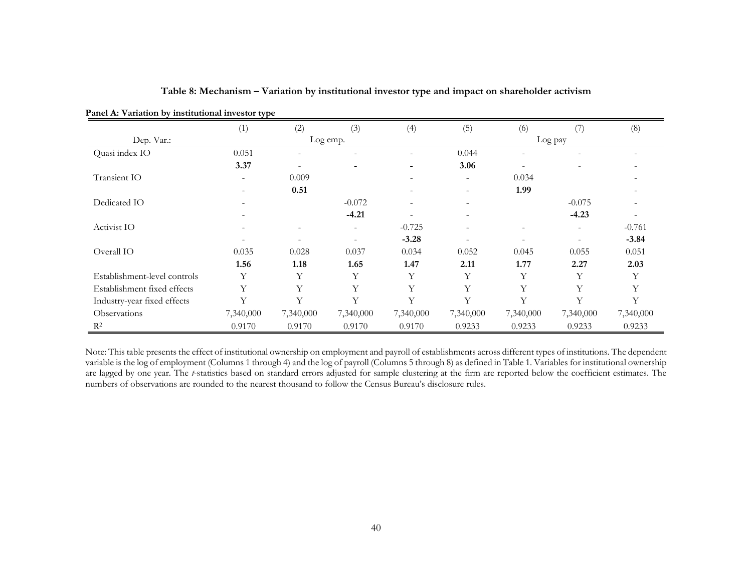**Table 8: Mechanism – Variation by institutional investor type and impact on shareholder activism**

**Panel A: Variation by institutional investor type**

| | (1) | (2) | (3) | (4) | (5) | (6) | (7) | (8) |
|---|---|---|---|---|---|---|---|---|
| Dep. Var.: | Log emp. | | | | Log pay | | | |
| Quasi index IO | 0.051 | - | - | - | 0.044 | - | - | - |
| | **3.37** | - | **-** | **-** | **3.06** | - | - | - |
| Transient IO | - | 0.009 | | - | - | 0.034 | | - |
| | - | **0.51** | | - | - | **1.99** | | - |
| Dedicated IO | - | | -0.072 | - | - | | -0.075 | - |
| | - | | **-4.21** | - | - | | **-4.23** | - |
| Activist IO | - | - | - | -0.725 | - | - | - | -0.761 |
| | - | - | - | **-3.28** | - | - | - | **-3.84** |
| Overall IO | 0.035 | 0.028 | 0.037 | 0.034 | 0.052 | 0.045 | 0.055 | 0.051 |
| | **1.56** | **1.18** | **1.65** | **1.47** | **2.11** | **1.77** | **2.27** | **2.03** |
| Establishment-level controls | Y | Y | Y | Y | Y | Y | Y | Y |
| Establishment fixed effects | Y | Y | Y | Y | Y | Y | Y | Y |
| Industry-year fixed effects | Y | Y | Y | Y | Y | Y | Y | Y |
| Observations | 7,340,000 | 7,340,000 | 7,340,000 | 7,340,000 | 7,340,000 | 7,340,000 | 7,340,000 | 7,340,000 |
| $R^2$ | 0.9170 | 0.9170 | 0.9170 | 0.9170 | 0.9233 | 0.9233 | 0.9233 | 0.9233 |

Note: This table presents the effect of institutional ownership on employment and payroll of establishments across different types of institutions. The dependent variable is the log of employment (Columns 1 through 4) and the log of payroll (Columns 5 through 8) as defined in Table 1. Variables for institutional ownership are lagged by one year. The *t*-statistics based on standard errors adjusted for sample clustering at the firm are reported below the coefficient estimates. The numbers of observations are rounded to the nearest thousand to follow the Census Bureau's disclosure rules.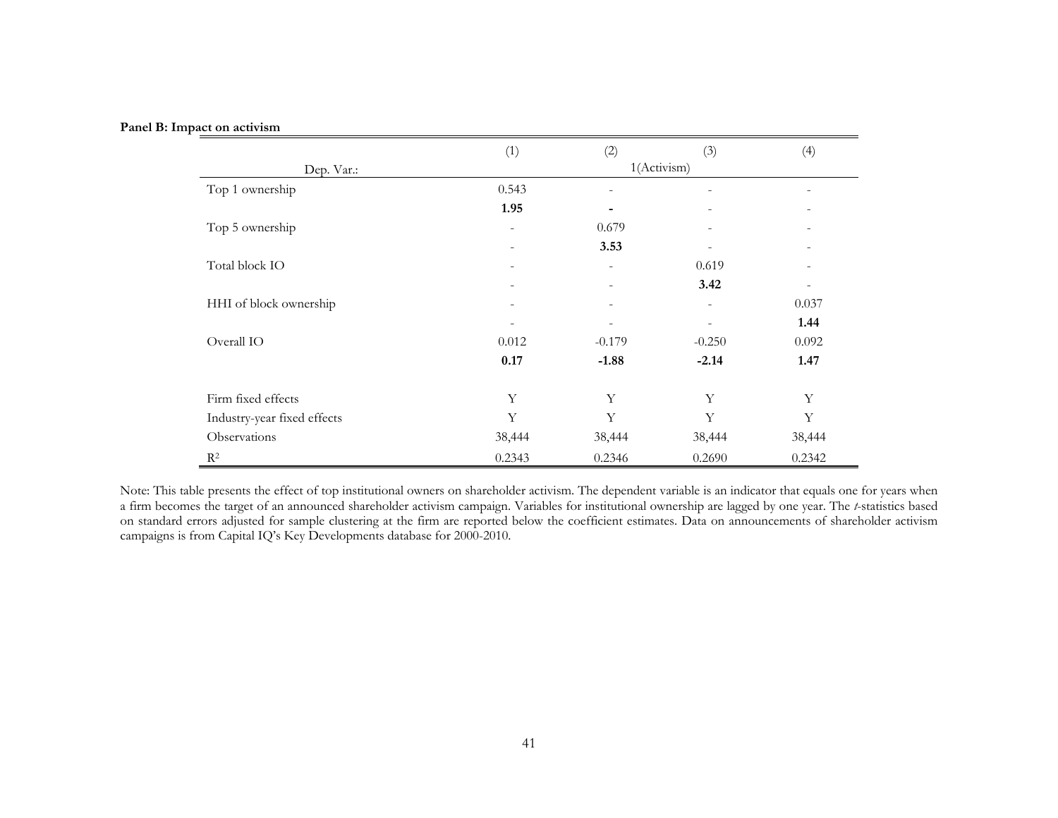**Panel B: Impact on activism**

| | (1) | (2) | (3) | (4) |
|---|---|---|---|---|
| Dep. Var.: | 1(Activism) | | | |
| Top 1 ownership | 0.543 | - | - | - |
| | **1.95** | - | - | - |
| Top 5 ownership | - | 0.679 | - | - |
| | - | **3.53** | - | - |
| Total block IO | - | - | 0.619 | - |
| | - | - | **3.42** | - |
| HHI of block ownership | - | - | - | 0.037 |
| | - | - | - | **1.44** |
| Overall IO | 0.012 | -0.179 | -0.250 | 0.092 |
| | **0.17** | **-1.88** | **-2.14** | **1.47** |
| Firm fixed effects | Y | Y | Y | Y |
| Industry-year fixed effects | Y | Y | Y | Y |
| Observations | 38,444 | 38,444 | 38,444 | 38,444 |
| $R^2$ | 0.2343 | 0.2346 | 0.2690 | 0.2342 |

Note: This table presents the effect of top institutional owners on shareholder activism. The dependent variable is an indicator that equals one for years when a firm becomes the target of an announced shareholder activism campaign. Variables for institutional ownership are lagged by one year. The *t*-statistics based on standard errors adjusted for sample clustering at the firm are reported below the coefficient estimates. Data on announcements of shareholder activism campaigns is from Capital IQ's Key Developments database for 2000-2010.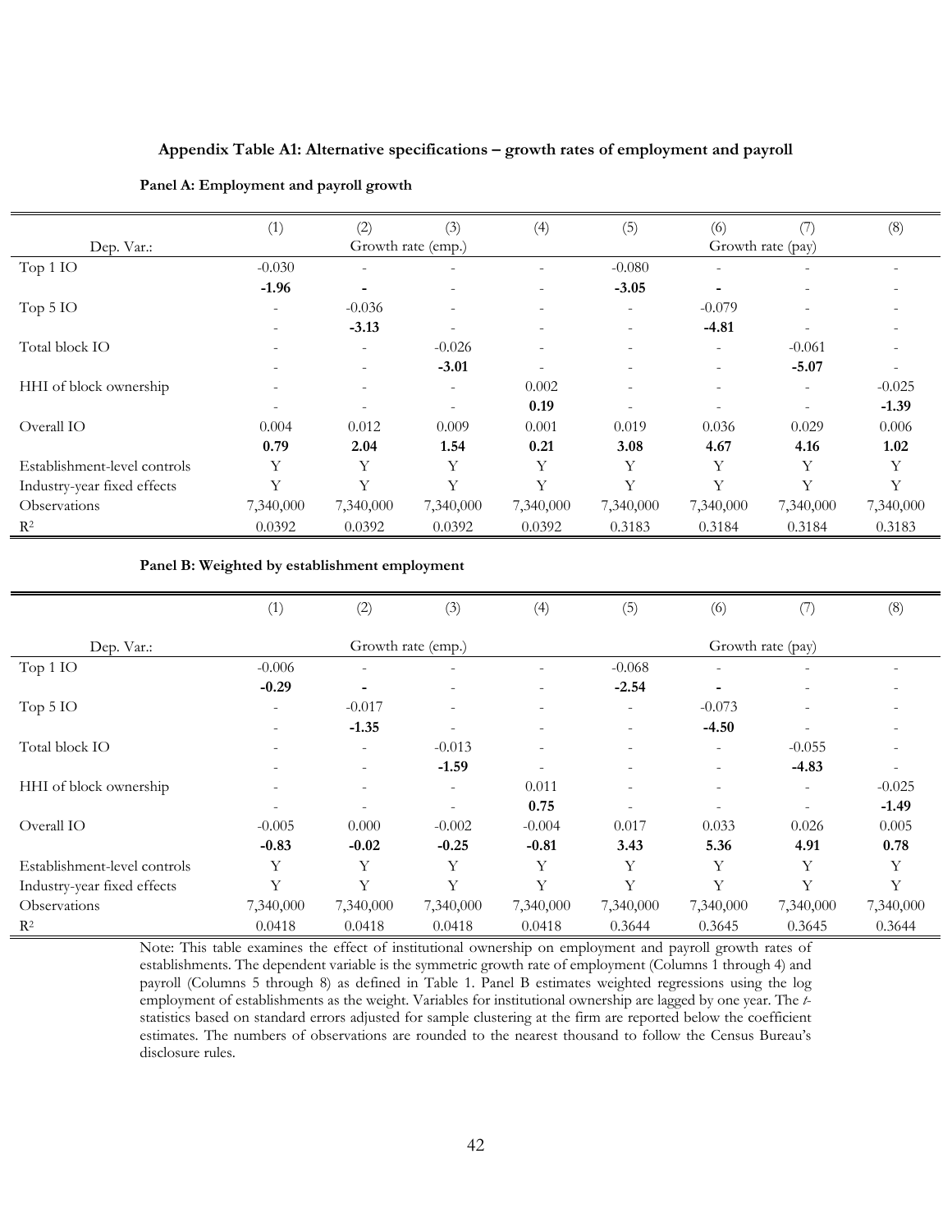### Appendix Table A1: Alternative specifications – growth rates of employment and payroll

**Panel A: Employment and payroll growth**

| | (1) | (2) | (3) | (4) | (5) | (6) | (7) | (8) |
|---|---|---|---|---|---|---|---|---|
| Dep. Var.: | | Growth rate (emp.) | | | | Growth rate (pay) | | |
| Top 1 IO | -0.030 | - | - | - | -0.080 | - | - | - |
| | **-1.96** | **-** | - | - | **-3.05** | **-** | - | - |
| Top 5 IO | - | -0.036 | - | - | - | -0.079 | - | - |
| | - | **-3.13** | - | - | - | **-4.81** | - | - |
| Total block IO | - | - | -0.026 | - | - | - | -0.061 | - |
| | - | - | **-3.01** | - | - | - | **-5.07** | - |
| HHI of block ownership | - | - | - | 0.002 | - | - | - | -0.025 |
| | - | - | - | **0.19** | - | - | - | **-1.39** |
| Overall IO | 0.004 | 0.012 | 0.009 | 0.001 | 0.019 | 0.036 | 0.029 | 0.006 |
| | **0.79** | **2.04** | **1.54** | **0.21** | **3.08** | **4.67** | **4.16** | **1.02** |
| Establishment-level controls | Y | Y | Y | Y | Y | Y | Y | Y |
| Industry-year fixed effects | Y | Y | Y | Y | Y | Y | Y | Y |
| Observations | 7,340,000 | 7,340,000 | 7,340,000 | 7,340,000 | 7,340,000 | 7,340,000 | 7,340,000 | 7,340,000 |
| $R^2$ | 0.0392 | 0.0392 | 0.0392 | 0.0392 | 0.3183 | 0.3184 | 0.3184 | 0.3183 |

**Panel B: Weighted by establishment employment**

| | (1) | (2) | (3) | (4) | (5) | (6) | (7) | (8) |
|---|---|---|---|---|---|---|---|---|
| Dep. Var.: | | Growth rate (emp.) | | | | Growth rate (pay) | | |
| Top 1 IO | -0.006 | - | - | - | -0.068 | - | - | - |
| | **-0.29** | **-** | - | - | **-2.54** | **-** | - | - |
| Top 5 IO | - | -0.017 | - | - | - | -0.073 | - | - |
| | - | **-1.35** | - | - | - | **-4.50** | - | - |
| Total block IO | - | - | -0.013 | - | - | - | -0.055 | - |
| | - | - | **-1.59** | - | - | - | **-4.83** | - |
| HHI of block ownership | - | - | - | 0.011 | - | - | - | -0.025 |
| | - | - | - | **0.75** | - | - | - | **-1.49** |
| Overall IO | -0.005 | 0.000 | -0.002 | -0.004 | 0.017 | 0.033 | 0.026 | 0.005 |
| | **-0.83** | **-0.02** | **-0.25** | **-0.81** | **3.43** | **5.36** | **4.91** | **0.78** |
| Establishment-level controls | Y | Y | Y | Y | Y | Y | Y | Y |
| Industry-year fixed effects | Y | Y | Y | Y | Y | Y | Y | Y |
| Observations | 7,340,000 | 7,340,000 | 7,340,000 | 7,340,000 | 7,340,000 | 7,340,000 | 7,340,000 | 7,340,000 |
| $R^2$ | 0.0418 | 0.0418 | 0.0418 | 0.0418 | 0.3644 | 0.3645 | 0.3645 | 0.3644 |

Note: This table examines the effect of institutional ownership on employment and payroll growth rates of establishments. The dependent variable is the symmetric growth rate of employment (Columns 1 through 4) and payroll (Columns 5 through 8) as defined in Table 1. Panel B estimates weighted regressions using the log employment of establishments as the weight. Variables for institutional ownership are lagged by one year. The *t*-statistics based on standard errors adjusted for sample clustering at the firm are reported below the coefficient estimates. The numbers of observations are rounded to the nearest thousand to follow the Census Bureau's disclosure rules.